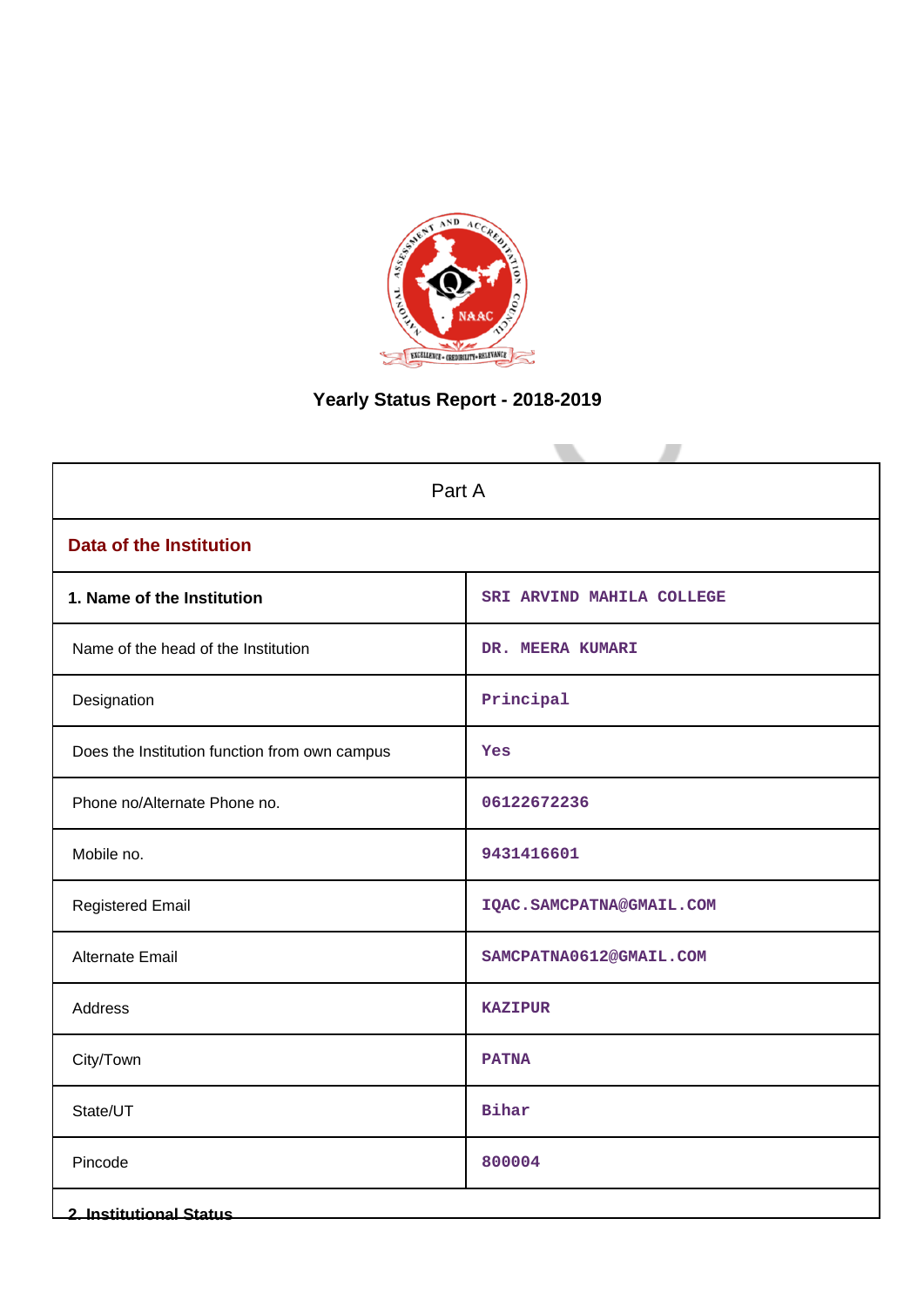# Yearly Status Report - 2018-2019

| Part A | |
|---|---|
| **Data of the Institution** | |
| **1. Name of the Institution** | SRI ARVIND MAHILA COLLEGE |
| Name of the head of the Institution | DR. MEERA KUMARI |
| Designation | Principal |
| Does the Institution function from own campus | Yes |
| Phone no/Alternate Phone no. | 06122672236 |
| Mobile no. | 9431416601 |
| Registered Email | IQAC.SAMCPATNA@GMAIL.COM |
| Alternate Email | SAMCPATNA0612@GMAIL.COM |
| Address | KAZIPUR |
| City/Town | PATNA |
| State/UT | Bihar |
| Pincode | 800004 |
| **2. Institutional Status** | |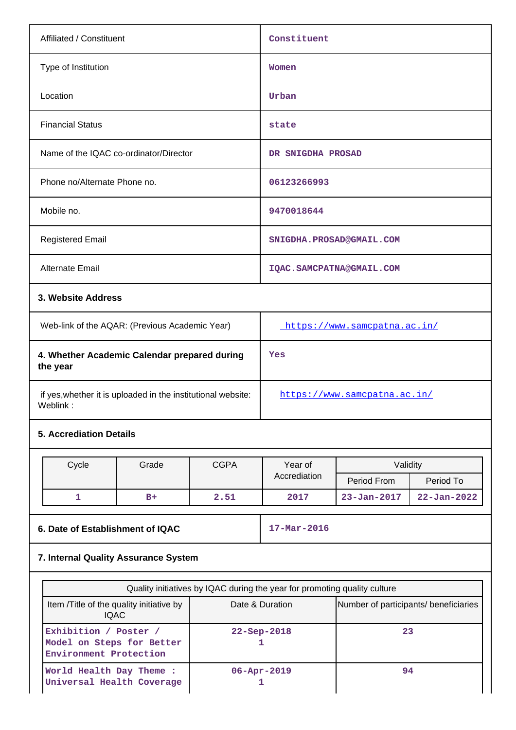| | |
|---|---|
| Affiliated / Constituent | Constituent |
| Type of Institution | Women |
| Location | Urban |
| Financial Status | state |
| Name of the IQAC co-ordinator/Director | DR SNIGDHA PROSAD |
| Phone no/Alternate Phone no. | 06123266993 |
| Mobile no. | 9470018644 |
| Registered Email | SNIGDHA.PROSAD@GMAIL.COM |
| Alternate Email | IQAC.SAMCPATNA@GMAIL.COM |

**3. Website Address**

| | |
|---|---|
| Web-link of the AQAR: (Previous Academic Year) | https://www.samcpatna.ac.in/ |
| **4. Whether Academic Calendar prepared during the year** | Yes |
| if yes,whether it is uploaded in the institutional website: Weblink : | https://www.samcpatna.ac.in/ |

**5. Accrediation Details**

| Cycle | Grade | CGPA | Year of Accrediation | Validity | |
|---|---|---|---|---|---|
| | | | | Period From | Period To |
| 1 | B+ | 2.51 | 2017 | 23-Jan-2017 | 22-Jan-2022 |

| | |
|---|---|
| **6. Date of Establishment of IQAC** | 17-Mar-2016 |

**7. Internal Quality Assurance System**

| Quality initiatives by IQAC during the year for promoting quality culture | | |
|---|---|---|
| Item /Title of the quality initiative by IQAC | Date & Duration | Number of participants/ beneficiaries |
| Exhibition / Poster / Model on Steps for Better Environment Protection | 22-Sep-2018 1 | 23 |
| World Health Day Theme : Universal Health Coverage | 06-Apr-2019 1 | 94 |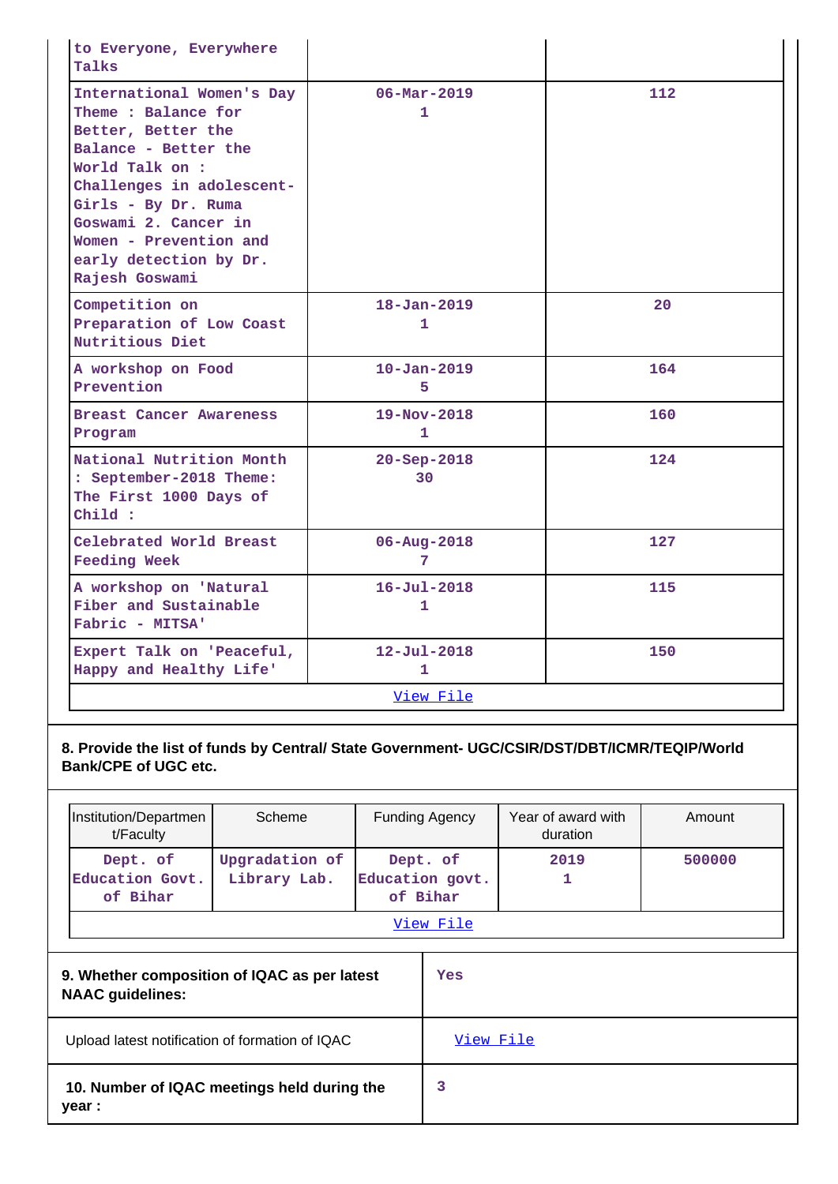| | | |
|---|---|---|
| to Everyone, Everywhere Talks | | |
| International Women's Day Theme : Balance for Better, Better the Balance - Better the World Talk on : Challenges in adolescent-Girls - By Dr. Ruma Goswami 2. Cancer in Women - Prevention and early detection by Dr. Rajesh Goswami | 06-Mar-2019 1 | 112 |
| Competition on Preparation of Low Coast Nutritious Diet | 18-Jan-2019 1 | 20 |
| A workshop on Food Prevention | 10-Jan-2019 5 | 164 |
| Breast Cancer Awareness Program | 19-Nov-2018 1 | 160 |
| National Nutrition Month : September-2018 Theme: The First 1000 Days of Child : | 20-Sep-2018 30 | 124 |
| Celebrated World Breast Feeding Week | 06-Aug-2018 7 | 127 |
| A workshop on 'Natural Fiber and Sustainable Fabric - MITSA' | 16-Jul-2018 1 | 115 |
| Expert Talk on 'Peaceful, Happy and Healthy Life' | 12-Jul-2018 1 | 150 |
| View File | | |

**8. Provide the list of funds by Central/ State Government- UGC/CSIR/DST/DBT/ICMR/TEQIP/World Bank/CPE of UGC etc.**

| Institution/Department/Faculty | Scheme | Funding Agency | Year of award with duration | Amount |
|---|---|---|---|---|
| Dept. of Education Govt. of Bihar | Upgradation of Library Lab. | Dept. of Education govt. of Bihar | 2019 1 | 500000 |
| View File | | | | |

| | |
|---|---|
| **9. Whether composition of IQAC as per latest NAAC guidelines:** | Yes |
| Upload latest notification of formation of IQAC | View File |
| **10. Number of IQAC meetings held during the year :** | 3 |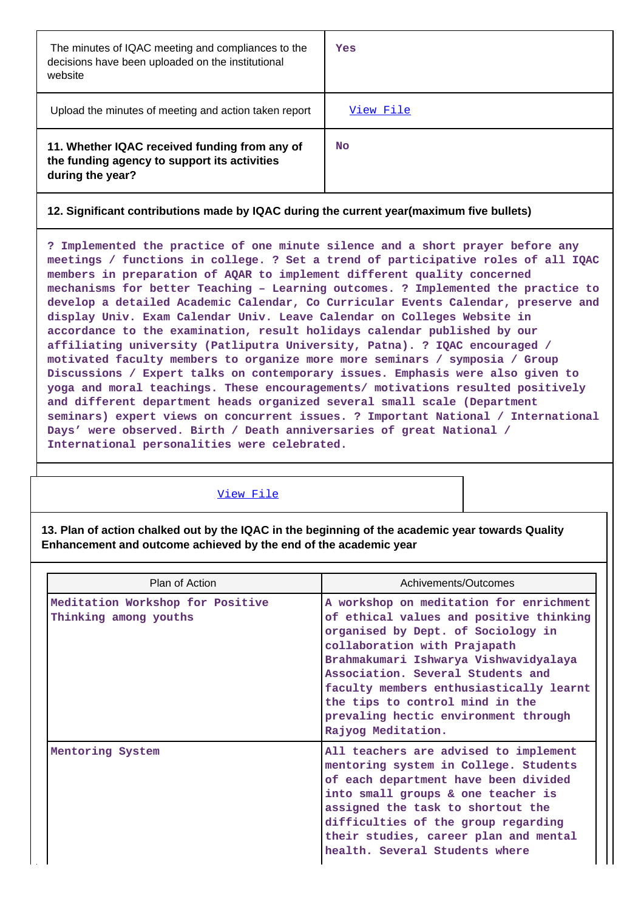| | |
|---|---|
| The minutes of IQAC meeting and compliances to the decisions have been uploaded on the institutional website | Yes |
| Upload the minutes of meeting and action taken report | View File |
| **11. Whether IQAC received funding from any of the funding agency to support its activities during the year?** | No |

**12. Significant contributions made by IQAC during the current year(maximum five bullets)**

? Implemented the practice of one minute silence and a short prayer before any meetings / functions in college. ? Set a trend of participative roles of all IQAC members in preparation of AQAR to implement different quality concerned mechanisms for better Teaching – Learning outcomes. ? Implemented the practice to develop a detailed Academic Calendar, Co Curricular Events Calendar, preserve and display Univ. Exam Calendar Univ. Leave Calendar on Colleges Website in accordance to the examination, result holidays calendar published by our affiliating university (Patliputra University, Patna). ? IQAC encouraged / motivated faculty members to organize more more seminars / symposia / Group Discussions / Expert talks on contemporary issues. Emphasis were also given to yoga and moral teachings. These encouragements/ motivations resulted positively and different department heads organized several small scale (Department seminars) expert views on concurrent issues. ? Important National / International Days' were observed. Birth / Death anniversaries of great National / International personalities were celebrated.

View File

**13. Plan of action chalked out by the IQAC in the beginning of the academic year towards Quality Enhancement and outcome achieved by the end of the academic year**

| Plan of Action | Achivements/Outcomes |
|---|---|
| Meditation Workshop for Positive Thinking among youths | A workshop on meditation for enrichment of ethical values and positive thinking organised by Dept. of Sociology in collaboration with Prajapath Brahmakumari Ishwarya Vishwavidyalaya Association. Several Students and faculty members enthusiastically learnt the tips to control mind in the prevailing hectic environment through Rajyog Meditation. |
| Mentoring System | All teachers are advised to implement mentoring system in College. Students of each department have been divided into small groups & one teacher is assigned the task to shortout the difficulties of the group regarding their studies, career plan and mental health. Several Students where |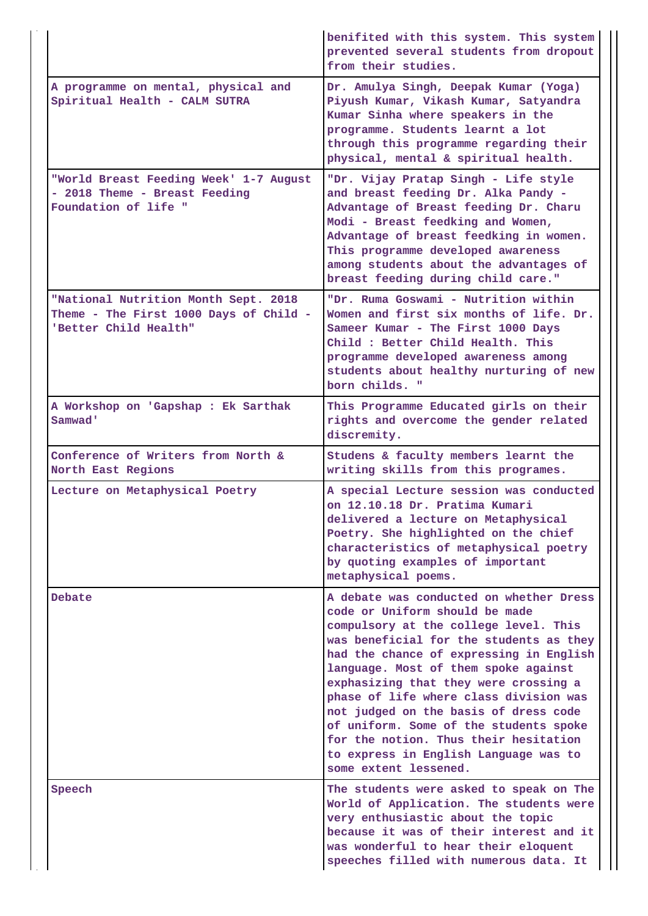| | |
|---|---|
| | benifited with this system. This system prevented several students from dropout from their studies. |
| A programme on mental, physical and Spiritual Health - CALM SUTRA | Dr. Amulya Singh, Deepak Kumar (Yoga) Piyush Kumar, Vikash Kumar, Satyandra Kumar Sinha where speakers in the programme. Students learnt a lot through this programme regarding their physical, mental & spiritual health. |
| "World Breast Feeding Week' 1-7 August - 2018 Theme - Breast Feeding Foundation of life " | "Dr. Vijay Pratap Singh - Life style and breast feeding Dr. Alka Pandy - Advantage of Breast feeding Dr. Charu Modi - Breast feedking and Women, Advantage of breast feedking in women. This programme developed awareness among students about the advantages of breast feeding during child care." |
| "National Nutrition Month Sept. 2018 Theme - The First 1000 Days of Child - 'Better Child Health" | "Dr. Ruma Goswami - Nutrition within Women and first six months of life. Dr. Sameer Kumar - The First 1000 Days Child : Better Child Health. This programme developed awareness among students about healthy nurturing of new born childs. " |
| A Workshop on 'Gapshap : Ek Sarthak Samwad' | This Programme Educated girls on their rights and overcome the gender related discremity. |
| Conference of Writers from North & North East Regions | Studens & faculty members learnt the writing skills from this programes. |
| Lecture on Metaphysical Poetry | A special Lecture session was conducted on 12.10.18 Dr. Pratima Kumari delivered a lecture on Metaphysical Poetry. She highlighted on the chief characteristics of metaphysical poetry by quoting examples of important metaphysical poems. |
| Debate | A debate was conducted on whether Dress code or Uniform should be made compulsory at the college level. This was beneficial for the students as they had the chance of expressing in English language. Most of them spoke against exphasizing that they were crossing a phase of life where class division was not judged on the basis of dress code of uniform. Some of the students spoke for the notion. Thus their hesitation to express in English Language was to some extent lessened. |
| Speech | The students were asked to speak on The World of Application. The students were very enthusiastic about the topic because it was of their interest and it was wonderful to hear their eloquent speeches filled with numerous data. It |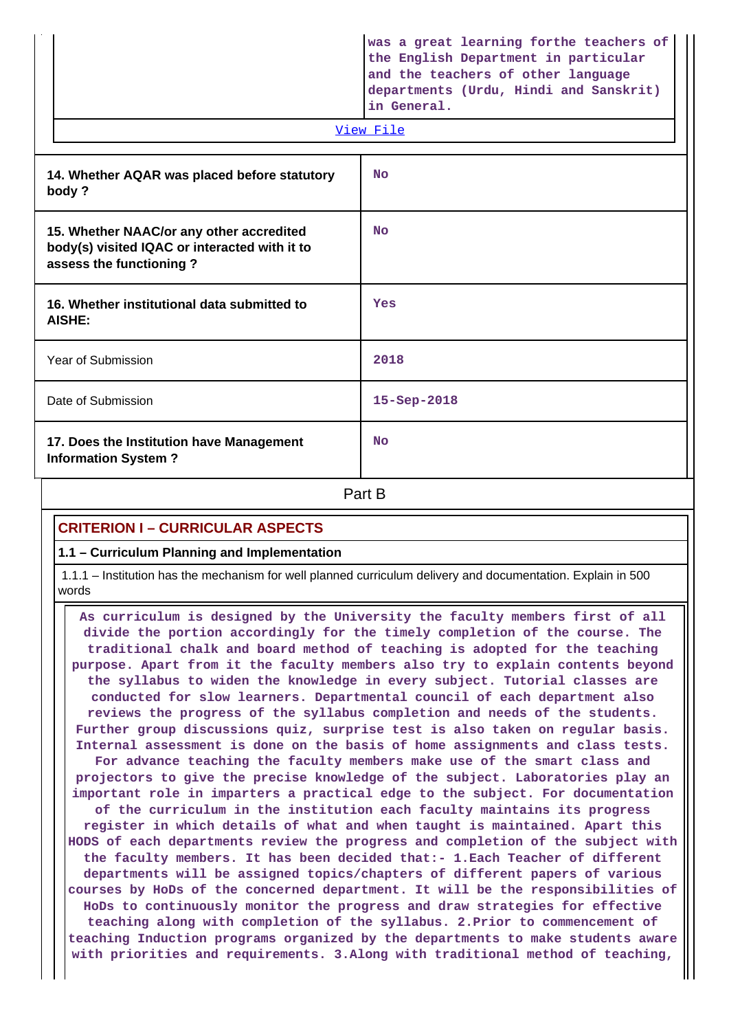| | was a great learning forthe teachers of the English Department in particular and the teachers of other language departments (Urdu, Hindi and Sanskrit) in General. |
|---|---|
| View File | |

| | |
|---|---|
| **14. Whether AQAR was placed before statutory body ?** | No |
| **15. Whether NAAC/or any other accredited body(s) visited IQAC or interacted with it to assess the functioning ?** | No |
| **16. Whether institutional data submitted to AISHE:** | Yes |
| Year of Submission | 2018 |
| Date of Submission | 15-Sep-2018 |
| **17. Does the Institution have Management Information System ?** | No |

## Part B

### CRITERION I – CURRICULAR ASPECTS

**1.1 – Curriculum Planning and Implementation**

1.1.1 – Institution has the mechanism for well planned curriculum delivery and documentation. Explain in 500 words

As curriculum is designed by the University the faculty members first of all divide the portion accordingly for the timely completion of the course. The traditional chalk and board method of teaching is adopted for the teaching purpose. Apart from it the faculty members also try to explain contents beyond the syllabus to widen the knowledge in every subject. Tutorial classes are conducted for slow learners. Departmental council of each department also reviews the progress of the syllabus completion and needs of the students. Further group discussions quiz, surprise test is also taken on regular basis. Internal assessment is done on the basis of home assignments and class tests. For advance teaching the faculty members make use of the smart class and projectors to give the precise knowledge of the subject. Laboratories play an important role in imparters a practical edge to the subject. For documentation of the curriculum in the institution each faculty maintains its progress register in which details of what and when taught is maintained. Apart this HODS of each departments review the progress and completion of the subject with the faculty members. It has been decided that:- 1.Each Teacher of different departments will be assigned topics/chapters of different papers of various courses by HoDs of the concerned department. It will be the responsibilities of HoDs to continuously monitor the progress and draw strategies for effective teaching along with completion of the syllabus. 2.Prior to commencement of teaching Induction programs organized by the departments to make students aware with priorities and requirements. 3.Along with traditional method of teaching,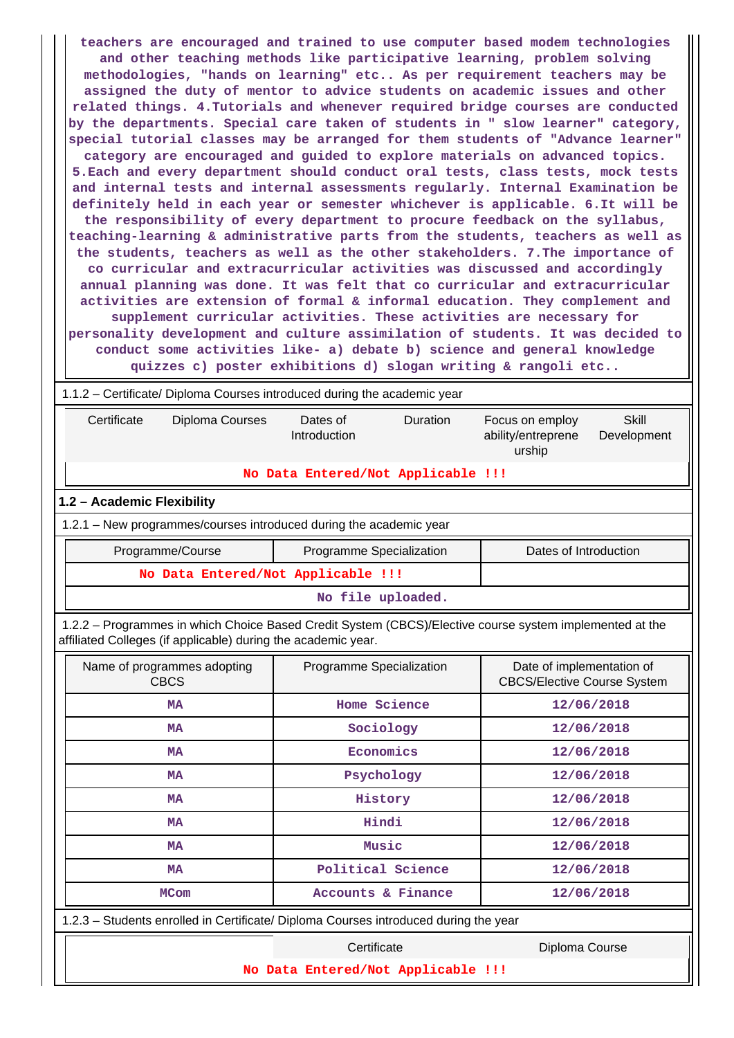teachers are encouraged and trained to use computer based modem technologies and other teaching methods like participative learning, problem solving methodologies, "hands on learning" etc.. As per requirement teachers may be assigned the duty of mentor to advice students on academic issues and other related things. 4.Tutorials and whenever required bridge courses are conducted by the departments. Special care taken of students in " slow learner" category, special tutorial classes may be arranged for them students of "Advance learner" category are encouraged and guided to explore materials on advanced topics. 5.Each and every department should conduct oral tests, class tests, mock tests and internal tests and internal assessments regularly. Internal Examination be definitely held in each year or semester whichever is applicable. 6.It will be the responsibility of every department to procure feedback on the syllabus, teaching-learning & administrative parts from the students, teachers as well as the students, teachers as well as the other stakeholders. 7.The importance of co curricular and extracurricular activities was discussed and accordingly annual planning was done. It was felt that co curricular and extracurricular activities are extension of formal & informal education. They complement and supplement curricular activities. These activities are necessary for personality development and culture assimilation of students. It was decided to conduct some activities like- a) debate b) science and general knowledge quizzes c) poster exhibitions d) slogan writing & rangoli etc..

1.1.2 – Certificate/ Diploma Courses introduced during the academic year

| Certificate | Diploma Courses | Dates of Introduction | Duration | Focus on employ ability/entreprene urship | Skill Development |
|---|---|---|---|---|---|
| No Data Entered/Not Applicable !!! | | | | | |

### 1.2 – Academic Flexibility

1.2.1 – New programmes/courses introduced during the academic year

| Programme/Course | Programme Specialization | Dates of Introduction |
|---|---|---|
| No Data Entered/Not Applicable !!! | | |
| No file uploaded. | | |

1.2.2 – Programmes in which Choice Based Credit System (CBCS)/Elective course system implemented at the affiliated Colleges (if applicable) during the academic year.

| Name of programmes adopting CBCS | Programme Specialization | Date of implementation of CBCS/Elective Course System |
|---|---|---|
| MA | Home Science | 12/06/2018 |
| MA | Sociology | 12/06/2018 |
| MA | Economics | 12/06/2018 |
| MA | Psychology | 12/06/2018 |
| MA | History | 12/06/2018 |
| MA | Hindi | 12/06/2018 |
| MA | Music | 12/06/2018 |
| MA | Political Science | 12/06/2018 |
| MCom | Accounts & Finance | 12/06/2018 |

1.2.3 – Students enrolled in Certificate/ Diploma Courses introduced during the year

| | Certificate | Diploma Course |
|---|---|---|
| No Data Entered/Not Applicable !!! | | |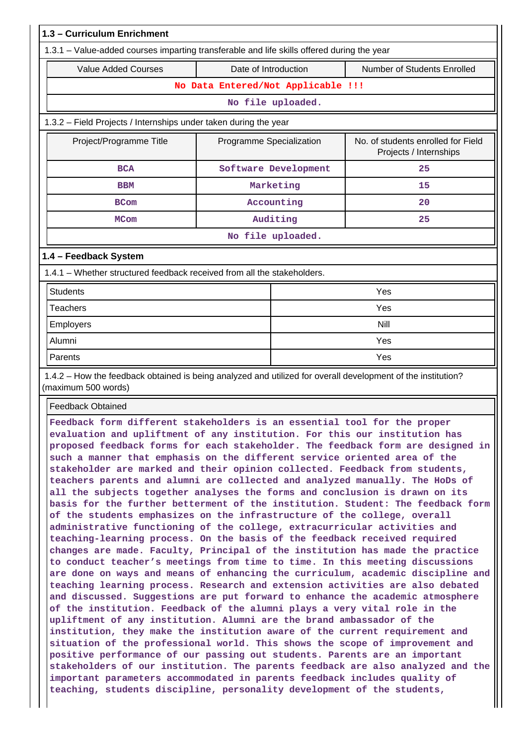**1.3 – Curriculum Enrichment**

1.3.1 – Value-added courses imparting transferable and life skills offered during the year

| Value Added Courses | Date of Introduction | Number of Students Enrolled |
|---|---|---|
| **No Data Entered/Not Applicable !!!** | | |
| **No file uploaded.** | | |

1.3.2 – Field Projects / Internships under taken during the year

| Project/Programme Title | Programme Specialization | No. of students enrolled for Field Projects / Internships |
|---|---|---|
| **BCA** | **Software Development** | **25** |
| **BBM** | **Marketing** | **15** |
| **BCom** | **Accounting** | **20** |
| **MCom** | **Auditing** | **25** |
| **No file uploaded.** | | |

**1.4 – Feedback System**

1.4.1 – Whether structured feedback received from all the stakeholders.

| | |
|---|---|
| Students | Yes |
| Teachers | Yes |
| Employers | Nill |
| Alumni | Yes |
| Parents | Yes |

1.4.2 – How the feedback obtained is being analyzed and utilized for overall development of the institution? (maximum 500 words)

Feedback Obtained

**Feedback form different stakeholders is an essential tool for the proper evaluation and upliftment of any institution. For this our institution has proposed feedback forms for each stakeholder. The feedback form are designed in such a manner that emphasis on the different service oriented area of the stakeholder are marked and their opinion collected. Feedback from students, teachers parents and alumni are collected and analyzed manually. The HoDs of all the subjects together analyses the forms and conclusion is drawn on its basis for the further betterment of the institution. Student: The feedback form of the students emphasizes on the infrastructure of the college, overall administrative functioning of the college, extracurricular activities and teaching-learning process. On the basis of the feedback received required changes are made. Faculty, Principal of the institution has made the practice to conduct teacher's meetings from time to time. In this meeting discussions are done on ways and means of enhancing the curriculum, academic discipline and teaching learning process. Research and extension activities are also debated and discussed. Suggestions are put forward to enhance the academic atmosphere of the institution. Feedback of the alumni plays a very vital role in the upliftment of any institution. Alumni are the brand ambassador of the institution, they make the institution aware of the current requirement and situation of the professional world. This shows the scope of improvement and positive performance of our passing out students. Parents are an important stakeholders of our institution. The parents feedback are also analyzed and the important parameters accommodated in parents feedback includes quality of teaching, students discipline, personality development of the students,**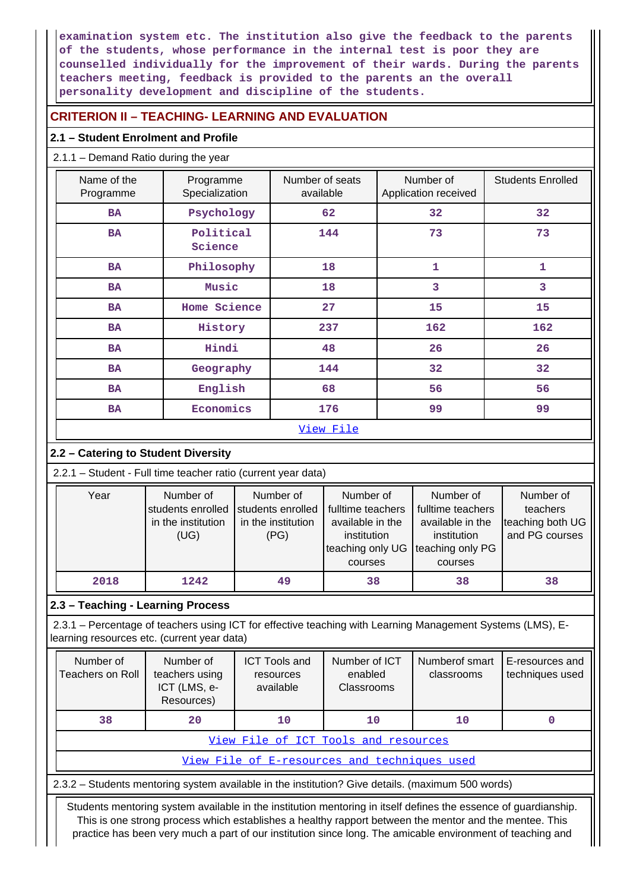examination system etc. The institution also give the feedback to the parents of the students, whose performance in the internal test is poor they are counselled individually for the improvement of their wards. During the parents teachers meeting, feedback is provided to the parents an the overall personality development and discipline of the students.

## CRITERION II – TEACHING- LEARNING AND EVALUATION

### 2.1 – Student Enrolment and Profile

2.1.1 – Demand Ratio during the year

| Name of the Programme | Programme Specialization | Number of seats available | Number of Application received | Students Enrolled |
|---|---|---|---|---|
| BA | Psychology | 62 | 32 | 32 |
| BA | Political Science | 144 | 73 | 73 |
| BA | Philosophy | 18 | 1 | 1 |
| BA | Music | 18 | 3 | 3 |
| BA | Home Science | 27 | 15 | 15 |
| BA | History | 237 | 162 | 162 |
| BA | Hindi | 48 | 26 | 26 |
| BA | Geography | 144 | 32 | 32 |
| BA | English | 68 | 56 | 56 |
| BA | Economics | 176 | 99 | 99 |

View File

### 2.2 – Catering to Student Diversity

2.2.1 – Student - Full time teacher ratio (current year data)

| Year | Number of students enrolled in the institution (UG) | Number of students enrolled in the institution (PG) | Number of fulltime teachers available in the institution teaching only UG courses | Number of fulltime teachers available in the institution teaching only PG courses | Number of teachers teaching both UG and PG courses |
|---|---|---|---|---|---|
| 2018 | 1242 | 49 | 38 | 38 | 38 |

### 2.3 – Teaching - Learning Process

2.3.1 – Percentage of teachers using ICT for effective teaching with Learning Management Systems (LMS), E-learning resources etc. (current year data)

| Number of Teachers on Roll | Number of teachers using ICT (LMS, e-Resources) | ICT Tools and resources available | Number of ICT enabled Classrooms | Numberof smart classrooms | E-resources and techniques used |
|---|---|---|---|---|---|
| 38 | 20 | 10 | 10 | 10 | 0 |

View File of ICT Tools and resources

View File of E-resources and techniques used

2.3.2 – Students mentoring system available in the institution? Give details. (maximum 500 words)

Students mentoring system available in the institution mentoring in itself defines the essence of guardianship. This is one strong process which establishes a healthy rapport between the mentor and the mentee. This practice has been very much a part of our institution since long. The amicable environment of teaching and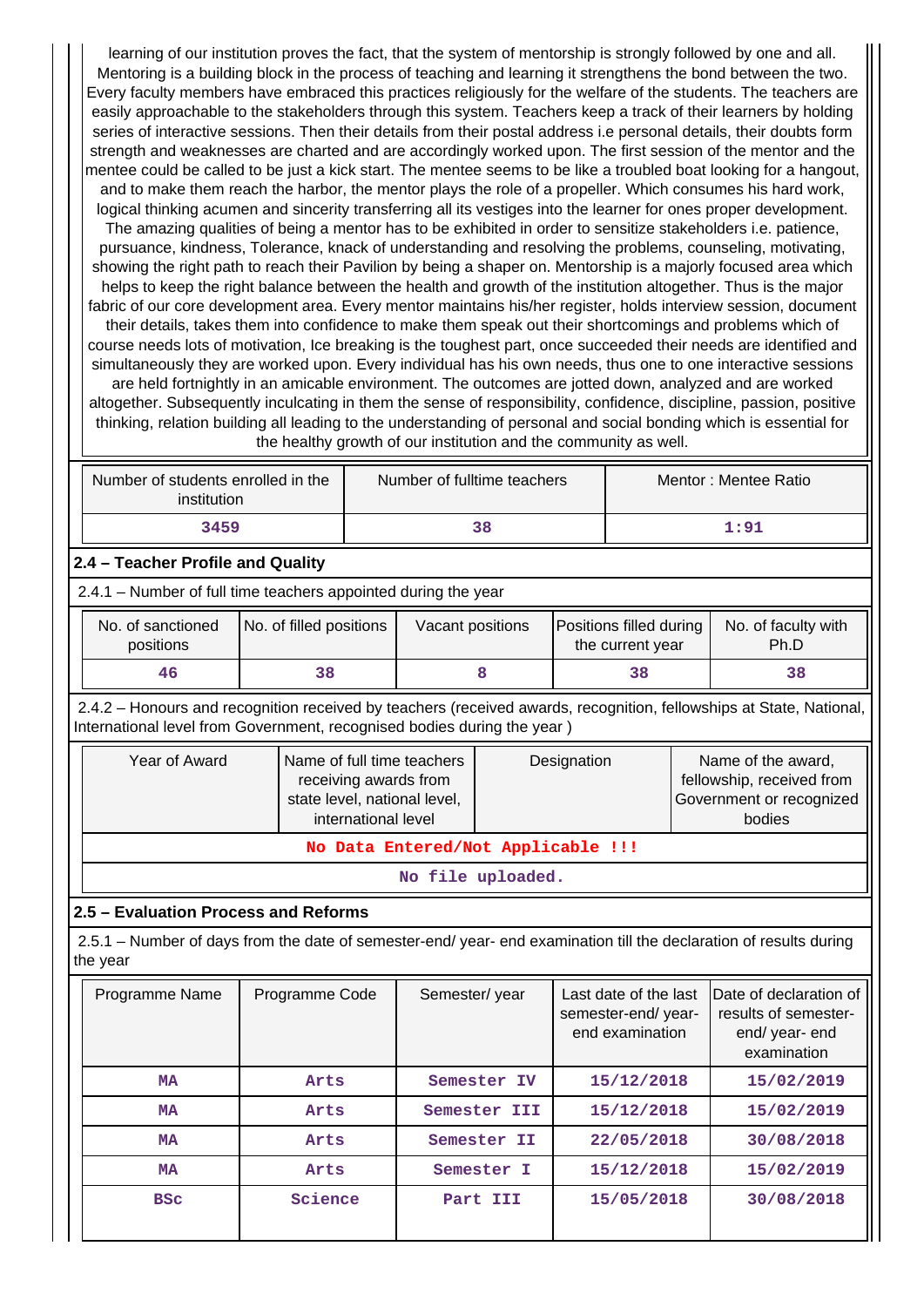learning of our institution proves the fact, that the system of mentorship is strongly followed by one and all. Mentoring is a building block in the process of teaching and learning it strengthens the bond between the two. Every faculty members have embraced this practices religiously for the welfare of the students. The teachers are easily approachable to the stakeholders through this system. Teachers keep a track of their learners by holding series of interactive sessions. Then their details from their postal address i.e personal details, their doubts form strength and weaknesses are charted and are accordingly worked upon. The first session of the mentor and the mentee could be called to be just a kick start. The mentee seems to be like a troubled boat looking for a hangout, and to make them reach the harbor, the mentor plays the role of a propeller. Which consumes his hard work, logical thinking acumen and sincerity transferring all its vestiges into the learner for ones proper development. The amazing qualities of being a mentor has to be exhibited in order to sensitize stakeholders i.e. patience, pursuance, kindness, Tolerance, knack of understanding and resolving the problems, counseling, motivating, showing the right path to reach their Pavilion by being a shaper on. Mentorship is a majorly focused area which helps to keep the right balance between the health and growth of the institution altogether. Thus is the major fabric of our core development area. Every mentor maintains his/her register, holds interview session, document their details, takes them into confidence to make them speak out their shortcomings and problems which of course needs lots of motivation, Ice breaking is the toughest part, once succeeded their needs are identified and simultaneously they are worked upon. Every individual has his own needs, thus one to one interactive sessions are held fortnightly in an amicable environment. The outcomes are jotted down, analyzed and are worked altogether. Subsequently inculcating in them the sense of responsibility, confidence, discipline, passion, positive thinking, relation building all leading to the understanding of personal and social bonding which is essential for the healthy growth of our institution and the community as well.

| Number of students enrolled in the institution | Number of fulltime teachers | Mentor : Mentee Ratio |
|---|---|---|
| 3459 | 38 | 1:91 |

### 2.4 – Teacher Profile and Quality

2.4.1 – Number of full time teachers appointed during the year

| No. of sanctioned positions | No. of filled positions | Vacant positions | Positions filled during the current year | No. of faculty with Ph.D |
|---|---|---|---|---|
| 46 | 38 | 8 | 38 | 38 |

2.4.2 – Honours and recognition received by teachers (received awards, recognition, fellowships at State, National, International level from Government, recognised bodies during the year )

| Year of Award | Name of full time teachers receiving awards from state level, national level, international level | Designation | Name of the award, fellowship, received from Government or recognized bodies |
|---|---|---|---|
| No Data Entered/Not Applicable !!! | | | |
| No file uploaded. | | | |

### 2.5 – Evaluation Process and Reforms

2.5.1 – Number of days from the date of semester-end/ year- end examination till the declaration of results during the year

| Programme Name | Programme Code | Semester/ year | Last date of the last semester-end/ year- end examination | Date of declaration of results of semester- end/ year- end examination |
|---|---|---|---|---|
| MA | Arts | Semester IV | 15/12/2018 | 15/02/2019 |
| MA | Arts | Semester III | 15/12/2018 | 15/02/2019 |
| MA | Arts | Semester II | 22/05/2018 | 30/08/2018 |
| MA | Arts | Semester I | 15/12/2018 | 15/02/2019 |
| BSc | Science | Part III | 15/05/2018 | 30/08/2018 |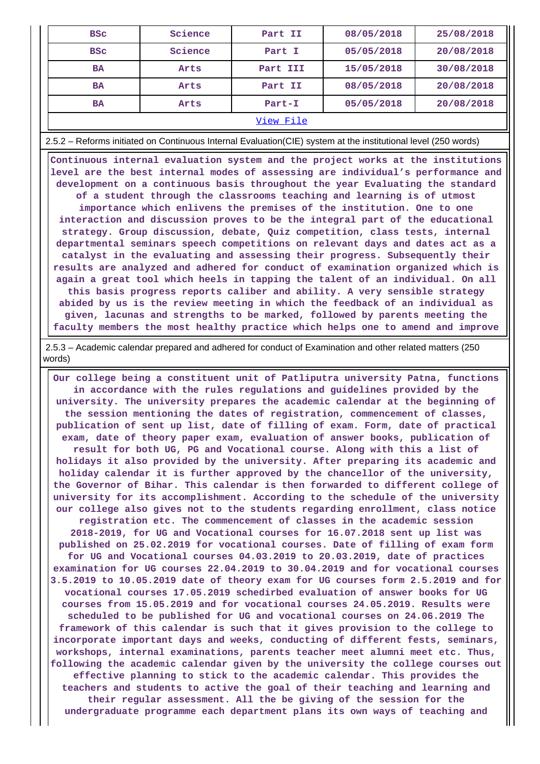| BSc | Science | Part II | 08/05/2018 | 25/08/2018 |
|---|---|---|---|---|
| BSc | Science | Part I | 05/05/2018 | 20/08/2018 |
| BA | Arts | Part III | 15/05/2018 | 30/08/2018 |
| BA | Arts | Part II | 08/05/2018 | 20/08/2018 |
| BA | Arts | Part-I | 05/05/2018 | 20/08/2018 |
| View File | | | | |

2.5.2 – Reforms initiated on Continuous Internal Evaluation(CIE) system at the institutional level (250 words)

Continuous internal evaluation system and the project works at the institutions level are the best internal modes of assessing are individual's performance and development on a continuous basis throughout the year Evaluating the standard of a student through the classrooms teaching and learning is of utmost importance which enlivens the premises of the institution. One to one interaction and discussion proves to be the integral part of the educational strategy. Group discussion, debate, Quiz competition, class tests, internal departmental seminars speech competitions on relevant days and dates act as a catalyst in the evaluating and assessing their progress. Subsequently their results are analyzed and adhered for conduct of examination organized which is again a great tool which heels in tapping the talent of an individual. On all this basis progress reports caliber and ability. A very sensible strategy abided by us is the review meeting in which the feedback of an individual as given, lacunas and strengths to be marked, followed by parents meeting the faculty members the most healthy practice which helps one to amend and improve

2.5.3 – Academic calendar prepared and adhered for conduct of Examination and other related matters (250 words)

Our college being a constituent unit of Patliputra university Patna, functions in accordance with the rules regulations and guidelines provided by the university. The university prepares the academic calendar at the beginning of the session mentioning the dates of registration, commencement of classes, publication of sent up list, date of filling of exam. Form, date of practical exam, date of theory paper exam, evaluation of answer books, publication of result for both UG, PG and Vocational course. Along with this a list of holidays it also provided by the university. After preparing its academic and holiday calendar it is further approved by the chancellor of the university, the Governor of Bihar. This calendar is then forwarded to different college of university for its accomplishment. According to the schedule of the university our college also gives not to the students regarding enrollment, class notice registration etc. The commencement of classes in the academic session 2018-2019, for UG and Vocational courses for 16.07.2018 sent up list was published on 25.02.2019 for vocational courses. Date of filling of exam form for UG and Vocational courses 04.03.2019 to 20.03.2019, date of practices examination for UG courses 22.04.2019 to 30.04.2019 and for vocational courses 3.5.2019 to 10.05.2019 date of theory exam for UG courses form 2.5.2019 and for vocational courses 17.05.2019 schedirbed evaluation of answer books for UG courses from 15.05.2019 and for vocational courses 24.05.2019. Results were scheduled to be published for UG and vocational courses on 24.06.2019 The framework of this calendar is such that it gives provision to the college to incorporate important days and weeks, conducting of different fests, seminars, workshops, internal examinations, parents teacher meet alumni meet etc. Thus, following the academic calendar given by the university the college courses out effective planning to stick to the academic calendar. This provides the teachers and students to active the goal of their teaching and learning and their regular assessment. All the be giving of the session for the undergraduate programme each department plans its own ways of teaching and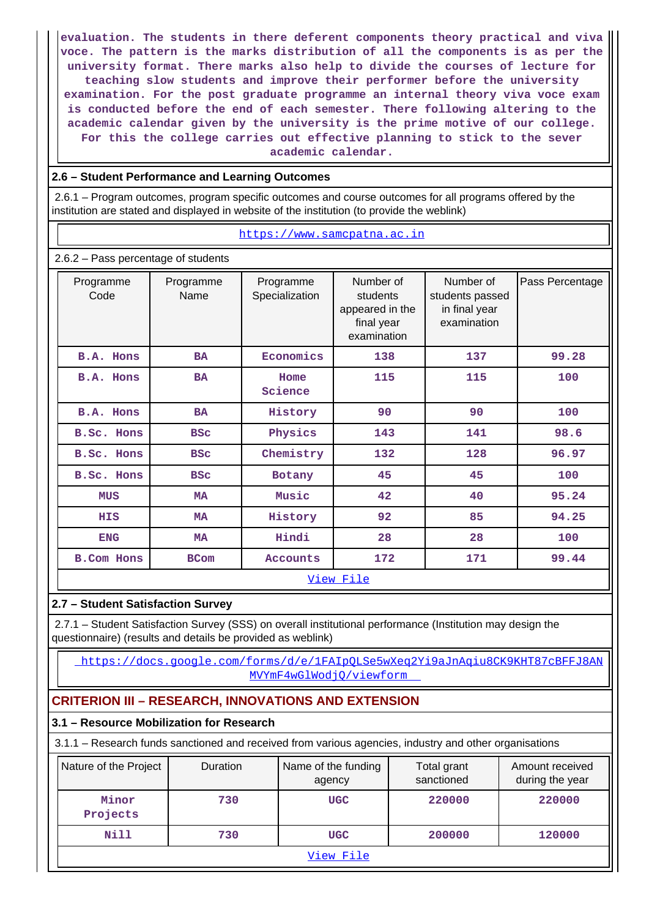evaluation. The students in there deferent components theory practical and viva voce. The pattern is the marks distribution of all the components is as per the university format. There marks also help to divide the courses of lecture for teaching slow students and improve their performer before the university examination. For the post graduate programme an internal theory viva voce exam is conducted before the end of each semester. There following altering to the academic calendar given by the university is the prime motive of our college. For this the college carries out effective planning to stick to the sever academic calendar.

## 2.6 – Student Performance and Learning Outcomes

2.6.1 – Program outcomes, program specific outcomes and course outcomes for all programs offered by the institution are stated and displayed in website of the institution (to provide the weblink)

https://www.samcpatna.ac.in

2.6.2 – Pass percentage of students

| Programme Code | Programme Name | Programme Specialization | Number of students appeared in the final year examination | Number of students passed in final year examination | Pass Percentage |
|---|---|---|---|---|---|
| B.A. Hons | BA | Economics | 138 | 137 | 99.28 |
| B.A. Hons | BA | Home Science | 115 | 115 | 100 |
| B.A. Hons | BA | History | 90 | 90 | 100 |
| B.Sc. Hons | BSc | Physics | 143 | 141 | 98.6 |
| B.Sc. Hons | BSc | Chemistry | 132 | 128 | 96.97 |
| B.Sc. Hons | BSc | Botany | 45 | 45 | 100 |
| MUS | MA | Music | 42 | 40 | 95.24 |
| HIS | MA | History | 92 | 85 | 94.25 |
| ENG | MA | Hindi | 28 | 28 | 100 |
| B.Com Hons | BCom | Accounts | 172 | 171 | 99.44 |

View File

## 2.7 – Student Satisfaction Survey

2.7.1 – Student Satisfaction Survey (SSS) on overall institutional performance (Institution may design the questionnaire) (results and details be provided as weblink)

https://docs.google.com/forms/d/e/1FAIpQLSe5wXeq2Yi9aJnAqiu8CK9KHT87cBFFJ8ANMVYmF4wGlWodjQ/viewform

# CRITERION III – RESEARCH, INNOVATIONS AND EXTENSION

## 3.1 – Resource Mobilization for Research

3.1.1 – Research funds sanctioned and received from various agencies, industry and other organisations

| Nature of the Project | Duration | Name of the funding agency | Total grant sanctioned | Amount received during the year |
|---|---|---|---|---|
| Minor Projects | 730 | UGC | 220000 | 220000 |
| Nill | 730 | UGC | 200000 | 120000 |

View File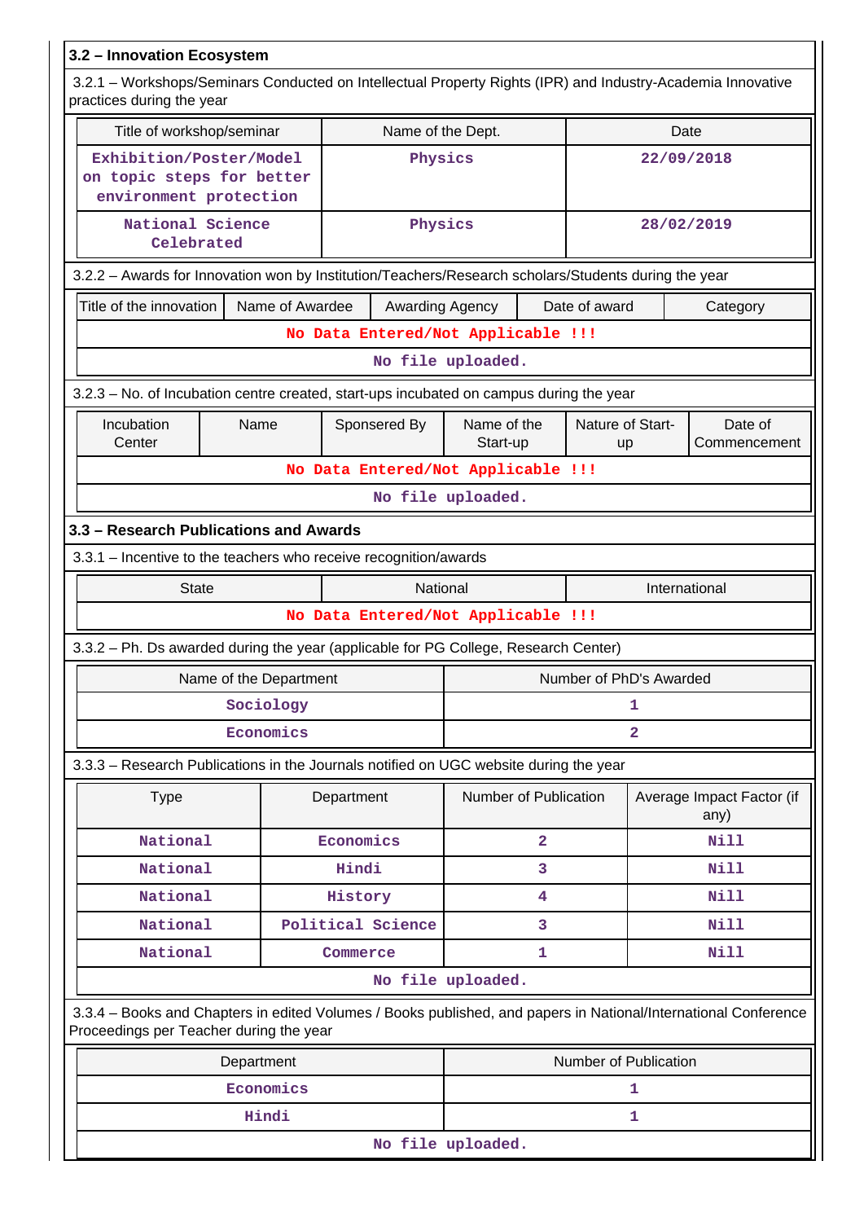## 3.2 – Innovation Ecosystem

3.2.1 – Workshops/Seminars Conducted on Intellectual Property Rights (IPR) and Industry-Academia Innovative practices during the year

| Title of workshop/seminar | Name of the Dept. | Date |
|---|---|---|
| Exhibition/Poster/Model on topic steps for better environment protection | Physics | 22/09/2018 |
| National Science Celebrated | Physics | 28/02/2019 |

3.2.2 – Awards for Innovation won by Institution/Teachers/Research scholars/Students during the year

| Title of the innovation | Name of Awardee | Awarding Agency | Date of award | Category |
|---|---|---|---|---|
| No Data Entered/Not Applicable !!! | | | | |
| No file uploaded. | | | | |

3.2.3 – No. of Incubation centre created, start-ups incubated on campus during the year

| Incubation Center | Name | Sponsered By | Name of the Start-up | Nature of Start-up | Date of Commencement |
|---|---|---|---|---|---|
| No Data Entered/Not Applicable !!! | | | | | |
| No file uploaded. | | | | | |

## 3.3 – Research Publications and Awards

3.3.1 – Incentive to the teachers who receive recognition/awards

| State | National | International |
|---|---|---|
| No Data Entered/Not Applicable !!! | | |

3.3.2 – Ph. Ds awarded during the year (applicable for PG College, Research Center)

| Name of the Department | Number of PhD's Awarded |
|---|---|
| Sociology | 1 |
| Economics | 2 |

3.3.3 – Research Publications in the Journals notified on UGC website during the year

| Type | Department | Number of Publication | Average Impact Factor (if any) |
|---|---|---|---|
| National | Economics | 2 | Nill |
| National | Hindi | 3 | Nill |
| National | History | 4 | Nill |
| National | Political Science | 3 | Nill |
| National | Commerce | 1 | Nill |
| No file uploaded. | | | |

3.3.4 – Books and Chapters in edited Volumes / Books published, and papers in National/International Conference Proceedings per Teacher during the year

| Department | Number of Publication |
|---|---|
| Economics | 1 |
| Hindi | 1 |
| No file uploaded. | |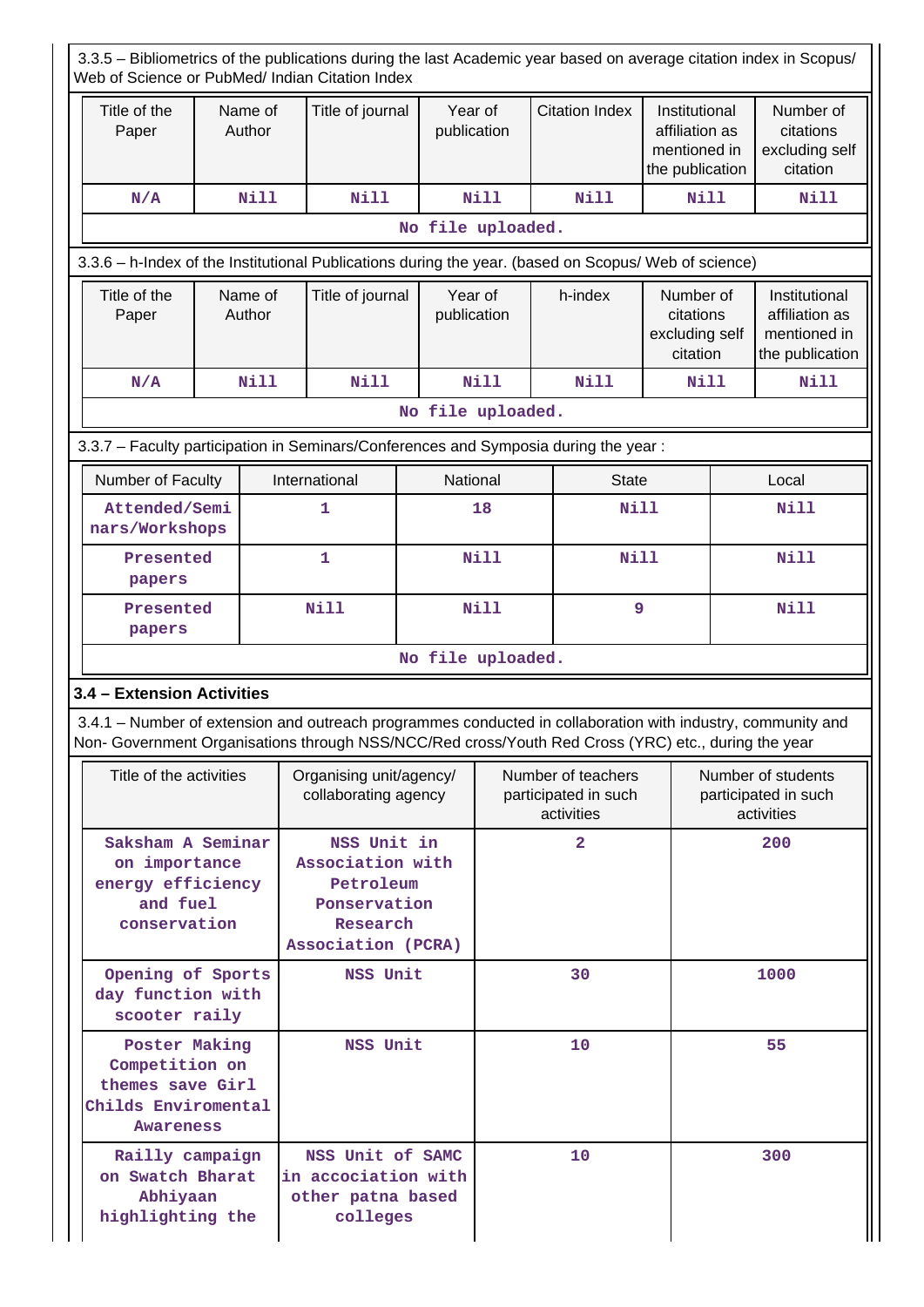3.3.5 – Bibliometrics of the publications during the last Academic year based on average citation index in Scopus/ Web of Science or PubMed/ Indian Citation Index

| Title of the Paper | Name of Author | Title of journal | Year of publication | Citation Index | Institutional affiliation as mentioned in the publication | Number of citations excluding self citation |
|---|---|---|---|---|---|---|
| N/A | Nill | Nill | Nill | Nill | Nill | Nill |

No file uploaded.

3.3.6 – h-Index of the Institutional Publications during the year. (based on Scopus/ Web of science)

| Title of the Paper | Name of Author | Title of journal | Year of publication | h-index | Number of citations excluding self citation | Institutional affiliation as mentioned in the publication |
|---|---|---|---|---|---|---|
| N/A | Nill | Nill | Nill | Nill | Nill | Nill |

No file uploaded.

3.3.7 – Faculty participation in Seminars/Conferences and Symposia during the year :

| Number of Faculty | International | National | State | Local |
|---|---|---|---|---|
| Attended/Seminars/Workshops | 1 | 18 | Nill | Nill |
| Presented papers | 1 | Nill | Nill | Nill |
| Presented papers | Nill | Nill | 9 | Nill |

No file uploaded.

### 3.4 – Extension Activities

3.4.1 – Number of extension and outreach programmes conducted in collaboration with industry, community and Non- Government Organisations through NSS/NCC/Red cross/Youth Red Cross (YRC) etc., during the year

| Title of the activities | Organising unit/agency/ collaborating agency | Number of teachers participated in such activities | Number of students participated in such activities |
|---|---|---|---|
| Saksham A Seminar on importance energy efficiency and fuel conservation | NSS Unit in Association with Petroleum Ponservation Research Association (PCRA) | 2 | 200 |
| Opening of Sports day function with scooter raily | NSS Unit | 30 | 1000 |
| Poster Making Competition on themes save Girl Childs Enviromental Awareness | NSS Unit | 10 | 55 |
| Railly campaign on Swatch Bharat Abhiyaan highlighting the | NSS Unit of SAMC in acciociation with other patna based colleges | 10 | 300 |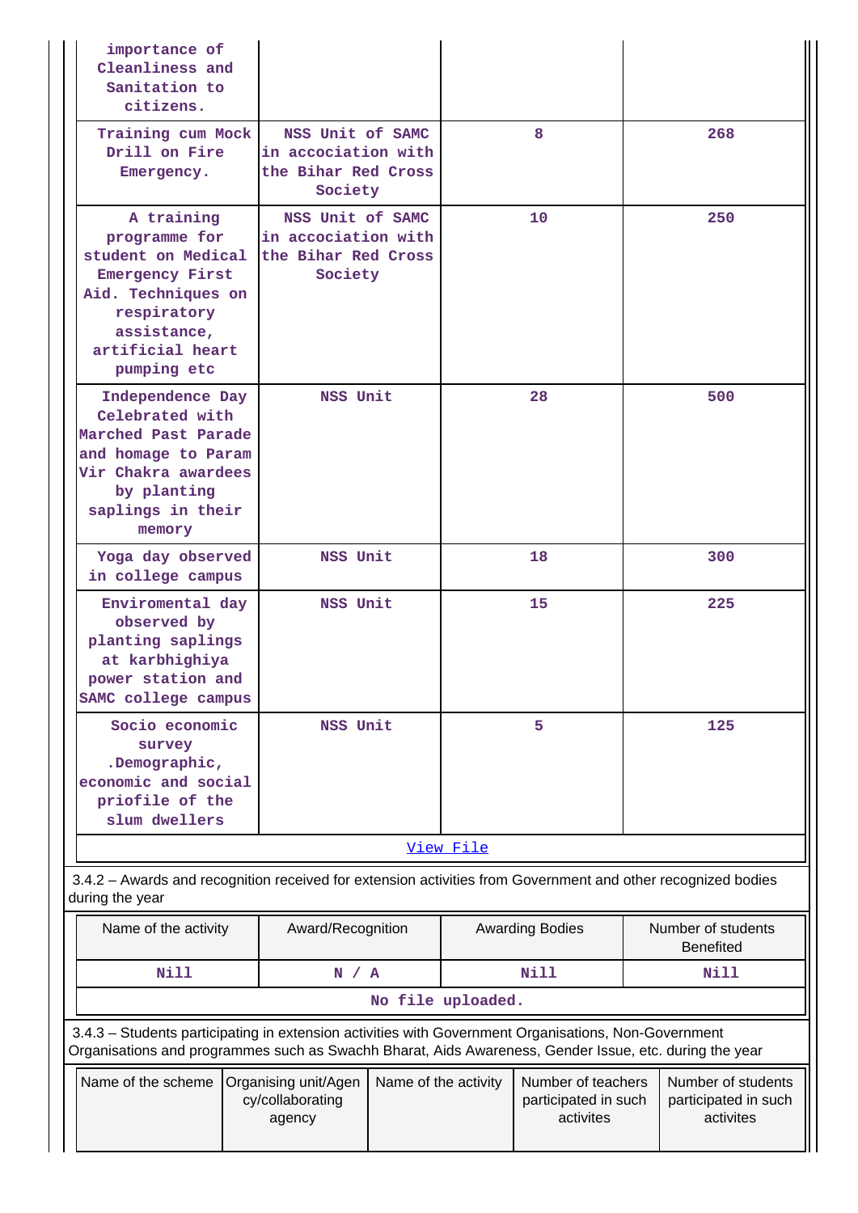| | | | |
|---|---|---|---|
| importance of Cleanliness and Sanitation to citizens. | | | |
| Training cum Mock Drill on Fire Emergency. | NSS Unit of SAMC in accociation with the Bihar Red Cross Society | 8 | 268 |
| A training programme for student on Medical Emergency First Aid. Techniques on respiratory assistance, artificial heart pumping etc | NSS Unit of SAMC in accociation with the Bihar Red Cross Society | 10 | 250 |
| Independence Day Celebrated with Marched Past Parade and homage to Param Vir Chakra awardees by planting saplings in their memory | NSS Unit | 28 | 500 |
| Yoga day observed in college campus | NSS Unit | 18 | 300 |
| Enviromental day observed by planting saplings at karbhighiya power station and SAMC college campus | NSS Unit | 15 | 225 |
| Socio economic survey .Demographic, economic and social priofile of the slum dwellers | NSS Unit | 5 | 125 |

[View File]

3.4.2 – Awards and recognition received for extension activities from Government and other recognized bodies during the year

| Name of the activity | Award/Recognition | Awarding Bodies | Number of students Benefited |
|---|---|---|---|
| Nill | N / A | Nill | Nill |

No file uploaded.

3.4.3 – Students participating in extension activities with Government Organisations, Non-Government Organisations and programmes such as Swachh Bharat, Aids Awareness, Gender Issue, etc. during the year

| Name of the scheme | Organising unit/Agency/collaborating agency | Name of the activity | Number of teachers participated in such activites | Number of students participated in such activites |
|---|---|---|---|---|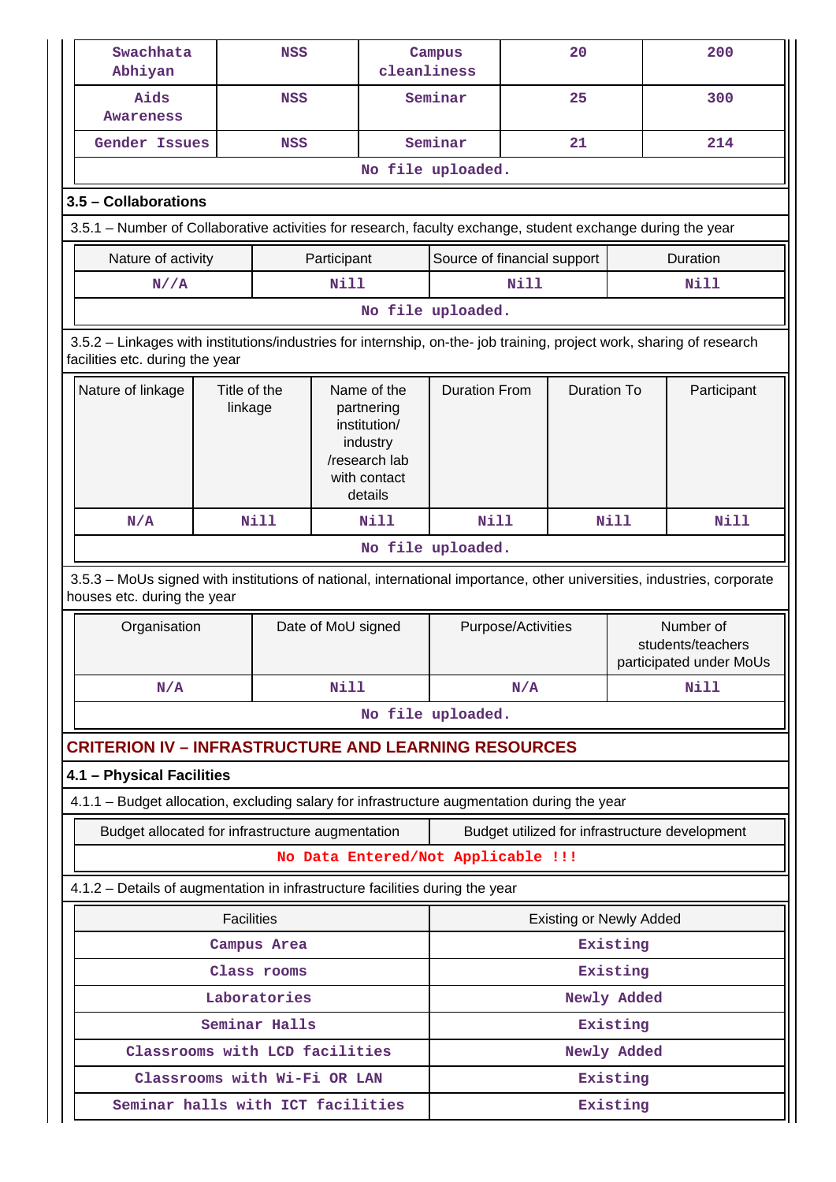| Swachhata Abhiyan | NSS | Campus cleanliness | 20 | 200 |
|---|---|---|---|---|
| Aids Awareness | NSS | Seminar | 25 | 300 |
| Gender Issues | NSS | Seminar | 21 | 214 |
| No file uploaded. | | | | |

## 3.5 – Collaborations

3.5.1 – Number of Collaborative activities for research, faculty exchange, student exchange during the year

| Nature of activity | Participant | Source of financial support | Duration |
|---|---|---|---|
| N//A | Nill | Nill | Nill |
| No file uploaded. | | | |

3.5.2 – Linkages with institutions/industries for internship, on-the- job training, project work, sharing of research facilities etc. during the year

| Nature of linkage | Title of the linkage | Name of the partnering institution/ industry /research lab with contact details | Duration From | Duration To | Participant |
|---|---|---|---|---|---|
| N/A | Nill | Nill | Nill | Nill | Nill |
| No file uploaded. | | | | | |

3.5.3 – MoUs signed with institutions of national, international importance, other universities, industries, corporate houses etc. during the year

| Organisation | Date of MoU signed | Purpose/Activities | Number of students/teachers participated under MoUs |
|---|---|---|---|
| N/A | Nill | N/A | Nill |
| No file uploaded. | | | |

# CRITERION IV – INFRASTRUCTURE AND LEARNING RESOURCES

## 4.1 – Physical Facilities

4.1.1 – Budget allocation, excluding salary for infrastructure augmentation during the year

| Budget allocated for infrastructure augmentation | Budget utilized for infrastructure development |
|---|---|
| No Data Entered/Not Applicable !!! | |

4.1.2 – Details of augmentation in infrastructure facilities during the year

| Facilities | Existing or Newly Added |
|---|---|
| Campus Area | Existing |
| Class rooms | Existing |
| Laboratories | Newly Added |
| Seminar Halls | Existing |
| Classrooms with LCD facilities | Newly Added |
| Classrooms with Wi-Fi OR LAN | Existing |
| Seminar halls with ICT facilities | Existing |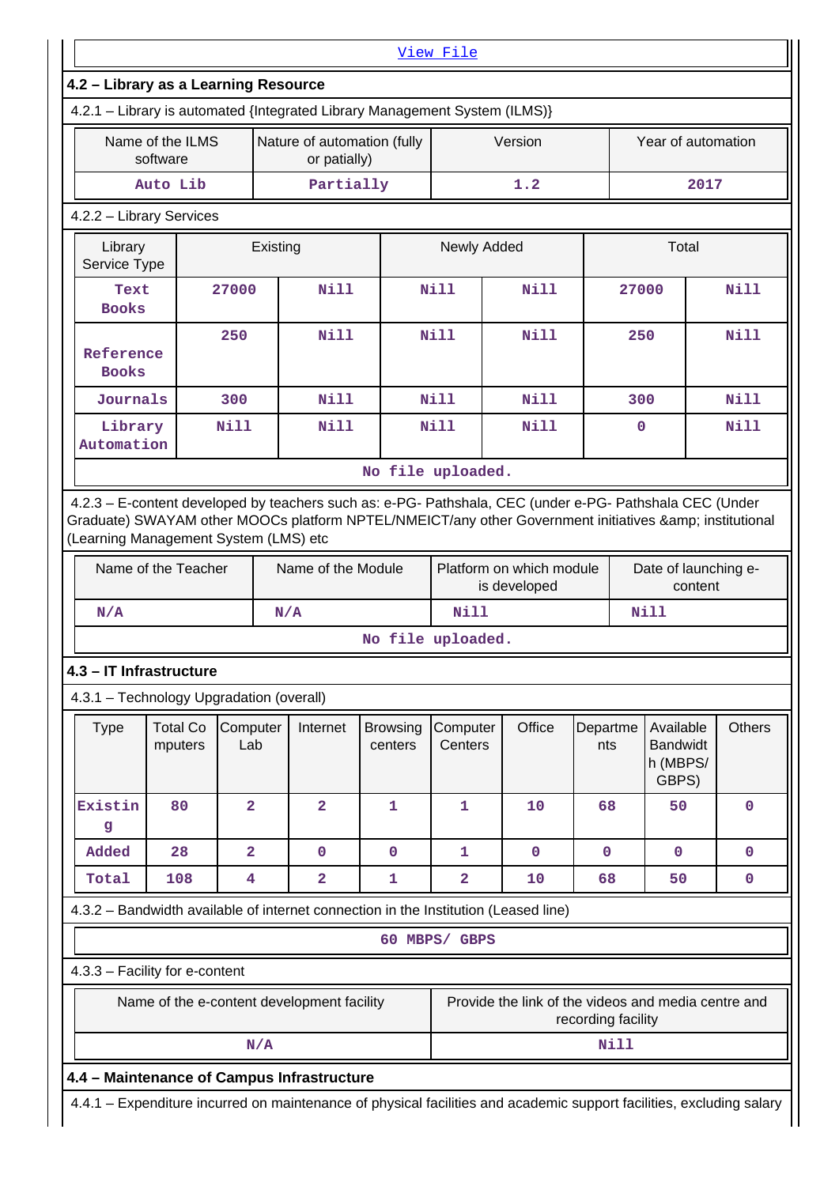View File

### 4.2 – Library as a Learning Resource

4.2.1 – Library is automated {Integrated Library Management System (ILMS)}

| Name of the ILMS software | Nature of automation (fully or patially) | Version | Year of automation |
|---|---|---|---|
| Auto Lib | Partially | 1.2 | 2017 |

4.2.2 – Library Services

| Library Service Type | Existing | | Newly Added | | Total | |
|---|---|---|---|---|---|---|
| Text Books | 27000 | Nill | Nill | Nill | 27000 | Nill |
| Reference Books | 250 | Nill | Nill | Nill | 250 | Nill |
| Journals | 300 | Nill | Nill | Nill | 300 | Nill |
| Library Automation | Nill | Nill | Nill | Nill | 0 | Nill |

No file uploaded.

4.2.3 – E-content developed by teachers such as: e-PG- Pathshala, CEC (under e-PG- Pathshala CEC (Under Graduate) SWAYAM other MOOCs platform NPTEL/NMEICT/any other Government initiatives &amp; institutional (Learning Management System (LMS) etc

| Name of the Teacher | Name of the Module | Platform on which module is developed | Date of launching e-content |
|---|---|---|---|
| N/A | N/A | Nill | Nill |

No file uploaded.

### 4.3 – IT Infrastructure

4.3.1 – Technology Upgradation (overall)

| Type | Total Computers | Computer Lab | Internet | Browsing centers | Computer Centers | Office | Departments | Available Bandwidth (MBPS/ GBPS) | Others |
|---|---|---|---|---|---|---|---|---|---|
| Existing | 80 | 2 | 2 | 1 | 1 | 10 | 68 | 50 | 0 |
| Added | 28 | 2 | 0 | 0 | 1 | 0 | 0 | 0 | 0 |
| Total | 108 | 4 | 2 | 1 | 2 | 10 | 68 | 50 | 0 |

4.3.2 – Bandwidth available of internet connection in the Institution (Leased line)

60 MBPS/ GBPS

4.3.3 – Facility for e-content

| Name of the e-content development facility | Provide the link of the videos and media centre and recording facility |
|---|---|
| N/A | Nill |

### 4.4 – Maintenance of Campus Infrastructure

4.4.1 – Expenditure incurred on maintenance of physical facilities and academic support facilities, excluding salary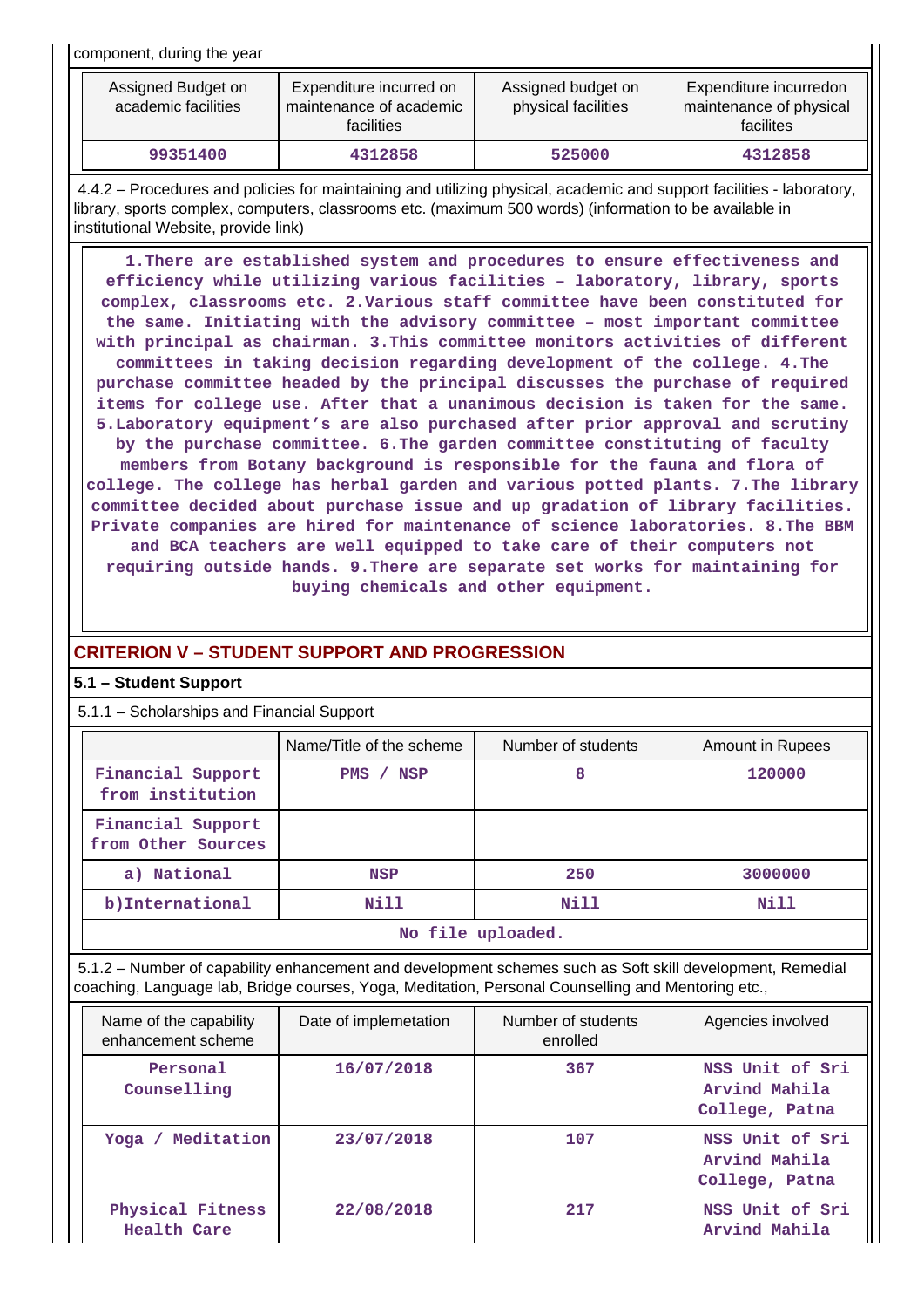component, during the year

| Assigned Budget on academic facilities | Expenditure incurred on maintenance of academic facilities | Assigned budget on physical facilities | Expenditure incurredon maintenance of physical facilites |
|---|---|---|---|
| 99351400 | 4312858 | 525000 | 4312858 |

4.4.2 – Procedures and policies for maintaining and utilizing physical, academic and support facilities - laboratory, library, sports complex, computers, classrooms etc. (maximum 500 words) (information to be available in institutional Website, provide link)

1.There are established system and procedures to ensure effectiveness and efficiency while utilizing various facilities – laboratory, library, sports complex, classrooms etc. 2.Various staff committee have been constituted for the same. Initiating with the advisory committee – most important committee with principal as chairman. 3.This committee monitors activities of different committees in taking decision regarding development of the college. 4.The purchase committee headed by the principal discusses the purchase of required items for college use. After that a unanimous decision is taken for the same. 5.Laboratory equipment's are also purchased after prior approval and scrutiny by the purchase committee. 6.The garden committee constituting of faculty members from Botany background is responsible for the fauna and flora of college. The college has herbal garden and various potted plants. 7.The library committee decided about purchase issue and up gradation of library facilities. Private companies are hired for maintenance of science laboratories. 8.The BBM and BCA teachers are well equipped to take care of their computers not requiring outside hands. 9.There are separate set works for maintaining for buying chemicals and other equipment.

## CRITERION V – STUDENT SUPPORT AND PROGRESSION

### 5.1 – Student Support

5.1.1 – Scholarships and Financial Support

| | Name/Title of the scheme | Number of students | Amount in Rupees |
|---|---|---|---|
| Financial Support from institution | PMS / NSP | 8 | 120000 |
| Financial Support from Other Sources | | | |
| a) National | NSP | 250 | 3000000 |
| b)International | Nill | Nill | Nill |

No file uploaded.

5.1.2 – Number of capability enhancement and development schemes such as Soft skill development, Remedial coaching, Language lab, Bridge courses, Yoga, Meditation, Personal Counselling and Mentoring etc.,

| Name of the capability enhancement scheme | Date of implemetation | Number of students enrolled | Agencies involved |
|---|---|---|---|
| Personal Counselling | 16/07/2018 | 367 | NSS Unit of Sri Arvind Mahila College, Patna |
| Yoga / Meditation | 23/07/2018 | 107 | NSS Unit of Sri Arvind Mahila College, Patna |
| Physical Fitness Health Care | 22/08/2018 | 217 | NSS Unit of Sri Arvind Mahila |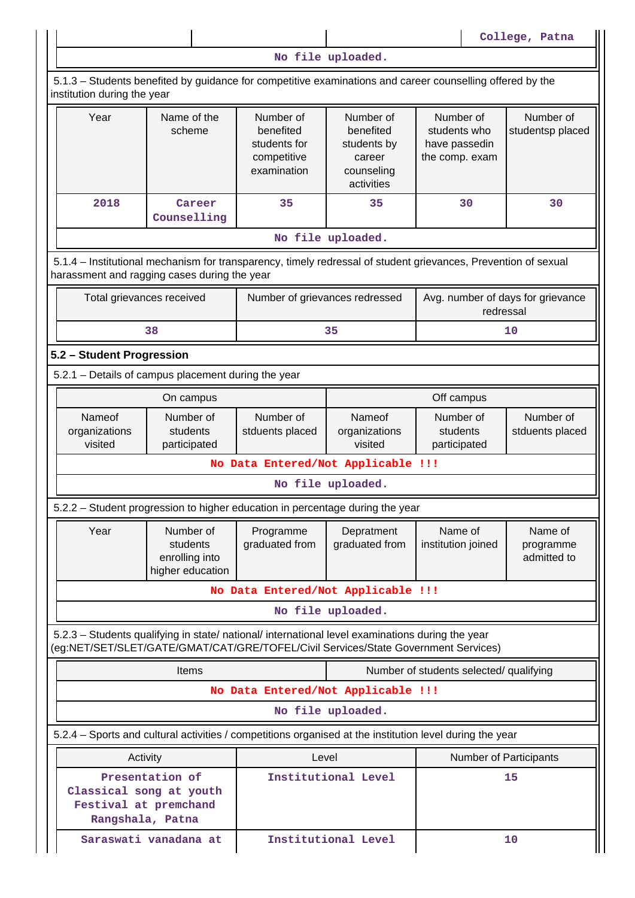| | | | College, Patna |
|---|---|---|---|

No file uploaded.

5.1.3 – Students benefited by guidance for competitive examinations and career counselling offered by the institution during the year

| Year | Name of the scheme | Number of benefited students for competitive examination | Number of benefited students by career counseling activities | Number of students who have passedin the comp. exam | Number of studentsp placed |
|---|---|---|---|---|---|
| 2018 | Career Counselling | 35 | 35 | 30 | 30 |

No file uploaded.

5.1.4 – Institutional mechanism for transparency, timely redressal of student grievances, Prevention of sexual harassment and ragging cases during the year

| Total grievances received | Number of grievances redressed | Avg. number of days for grievance redressal |
|---|---|---|
| 38 | 35 | 10 |

## 5.2 – Student Progression

5.2.1 – Details of campus placement during the year

| On campus | | | Off campus | | |
|---|---|---|---|---|---|
| Nameof organizations visited | Number of students participated | Number of stduents placed | Nameof organizations visited | Number of students participated | Number of stduents placed |
| No Data Entered/Not Applicable !!! | | | | | |

No file uploaded.

5.2.2 – Student progression to higher education in percentage during the year

| Year | Number of students enrolling into higher education | Programme graduated from | Depratment graduated from | Name of institution joined | Name of programme admitted to |
|---|---|---|---|---|---|
| No Data Entered/Not Applicable !!! | | | | | |

No file uploaded.

5.2.3 – Students qualifying in state/ national/ international level examinations during the year (eg:NET/SET/SLET/GATE/GMAT/CAT/GRE/TOFEL/Civil Services/State Government Services)

| Items | Number of students selected/ qualifying |
|---|---|
| No Data Entered/Not Applicable !!! | |

No file uploaded.

5.2.4 – Sports and cultural activities / competitions organised at the institution level during the year

| Activity | Level | Number of Participants |
|---|---|---|
| Presentation of Classical song at youth Festival at premchand Rangshala, Patna | Institutional Level | 15 |
| Saraswati vanadana at | Institutional Level | 10 |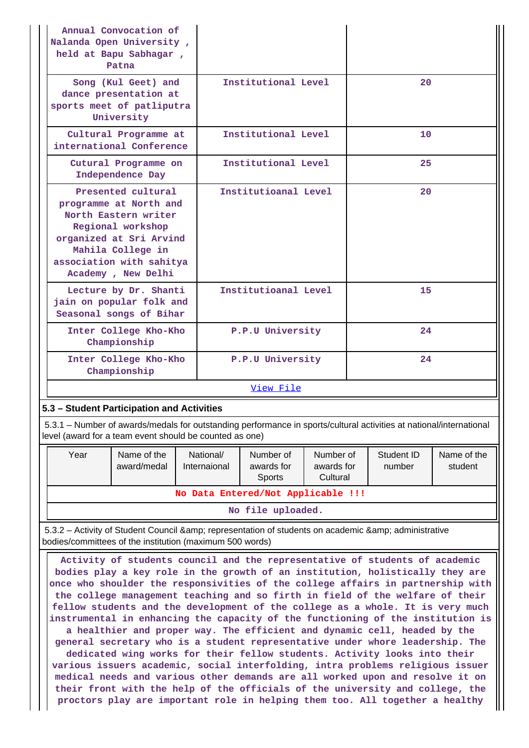| | | |
|---|---|---|
| Annual Convocation of Nalanda Open University , held at Bapu Sabhagar , Patna | | |
| Song (Kul Geet) and dance presentation at sports meet of patliputra University | Institutional Level | 20 |
| Cultural Programme at international Conference | Institutional Level | 10 |
| Cutural Programme on Independence Day | Institutional Level | 25 |
| Presented cultural programme at North and North Eastern writer Regional workshop organized at Sri Arvind Mahila College in association with sahitya Academy , New Delhi | Institutioanal Level | 20 |
| Lecture by Dr. Shanti jain on popular folk and Seasonal songs of Bihar | Institutioanal Level | 15 |
| Inter College Kho-Kho Championship | P.P.U University | 24 |
| Inter College Kho-Kho Championship | P.P.U University | 24 |
| View File | | |

**5.3 – Student Participation and Activities**

5.3.1 – Number of awards/medals for outstanding performance in sports/cultural activities at national/international level (award for a team event should be counted as one)

| Year | Name of the award/medal | National/ Internaional | Number of awards for Sports | Number of awards for Cultural | Student ID number | Name of the student |
|---|---|---|---|---|---|---|
| No Data Entered/Not Applicable !!! | | | | | | |
| No file uploaded. | | | | | | |

5.3.2 – Activity of Student Council &amp; representation of students on academic &amp; administrative bodies/committees of the institution (maximum 500 words)

Activity of students council and the representative of students of academic bodies play a key role in the growth of an institution, holistically they are once who shoulder the responsivities of the college affairs in partnership with the college management teaching and so firth in field of the welfare of their fellow students and the development of the college as a whole. It is very much instrumental in enhancing the capacity of the functioning of the institution is a healthier and proper way. The efficient and dynamic cell, headed by the general secretary who is a student representative under whore leadership. The dedicated wing works for their fellow students. Activity looks into their various issuers academic, social interfolding, intra problems religious issuer medical needs and various other demands are all worked upon and resolve it on their front with the help of the officials of the university and college, the proctors play are important role in helping them too. All together a healthy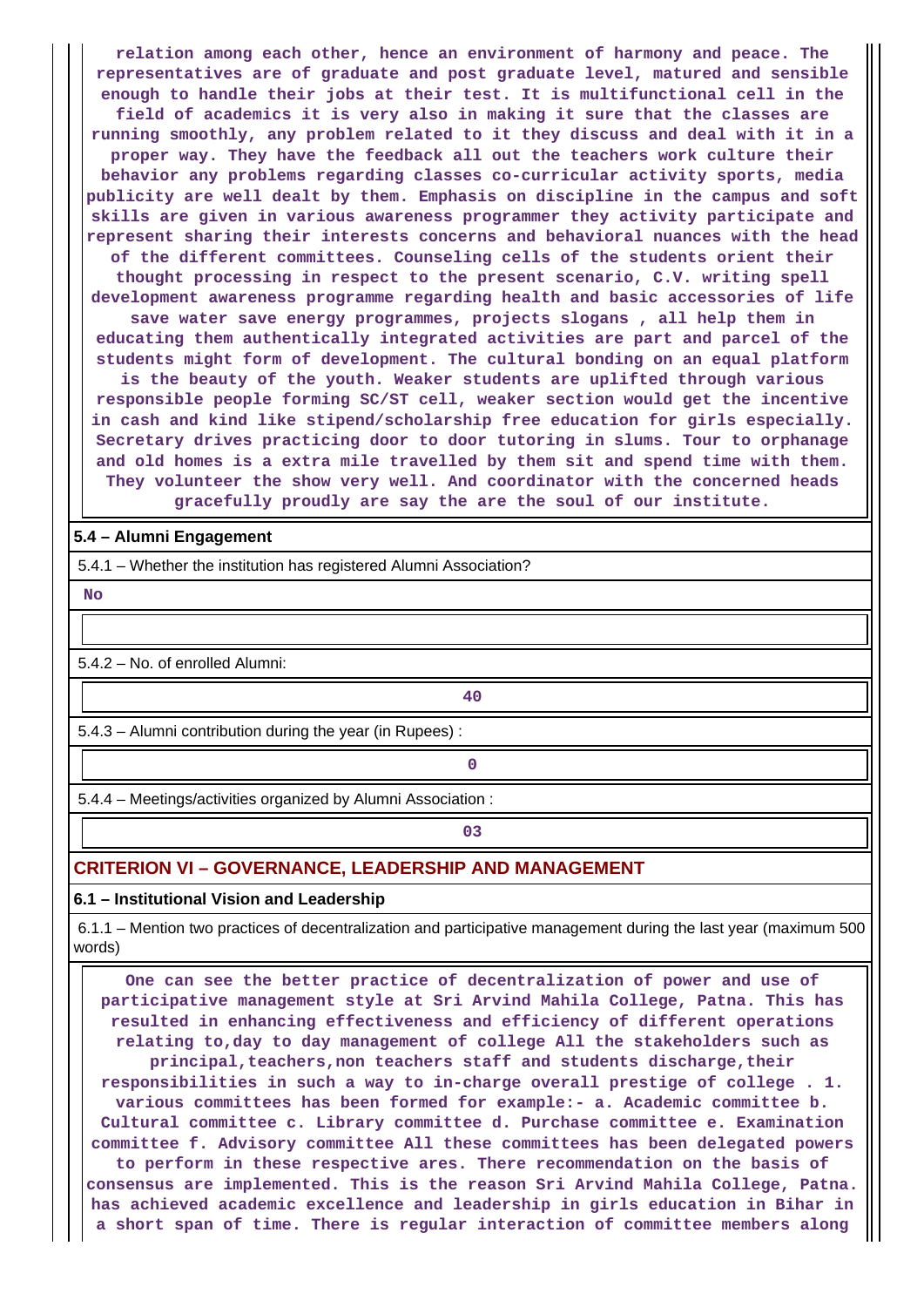relation among each other, hence an environment of harmony and peace. The representatives are of graduate and post graduate level, matured and sensible enough to handle their jobs at their test. It is multifunctional cell in the field of academics it is very also in making it sure that the classes are running smoothly, any problem related to it they discuss and deal with it in a proper way. They have the feedback all out the teachers work culture their behavior any problems regarding classes co-curricular activity sports, media publicity are well dealt by them. Emphasis on discipline in the campus and soft skills are given in various awareness programmer they activity participate and represent sharing their interests concerns and behavioral nuances with the head of the different committees. Counseling cells of the students orient their thought processing in respect to the present scenario, C.V. writing spell development awareness programme regarding health and basic accessories of life save water save energy programmes, projects slogans , all help them in educating them authentically integrated activities are part and parcel of the students might form of development. The cultural bonding on an equal platform is the beauty of the youth. Weaker students are uplifted through various responsible people forming SC/ST cell, weaker section would get the incentive in cash and kind like stipend/scholarship free education for girls especially. Secretary drives practicing door to door tutoring in slums. Tour to orphanage and old homes is a extra mile travelled by them sit and spend time with them. They volunteer the show very well. And coordinator with the concerned heads gracefully proudly are say the are the soul of our institute.

**5.4 – Alumni Engagement**

5.4.1 – Whether the institution has registered Alumni Association?

No

5.4.2 – No. of enrolled Alumni:

40

5.4.3 – Alumni contribution during the year (in Rupees) :

0

5.4.4 – Meetings/activities organized by Alumni Association :

03

## CRITERION VI – GOVERNANCE, LEADERSHIP AND MANAGEMENT

**6.1 – Institutional Vision and Leadership**

6.1.1 – Mention two practices of decentralization and participative management during the last year (maximum 500 words)

One can see the better practice of decentralization of power and use of participative management style at Sri Arvind Mahila College, Patna. This has resulted in enhancing effectiveness and efficiency of different operations relating to,day to day management of college All the stakeholders such as principal,teachers,non teachers staff and students discharge,their responsibilities in such a way to in-charge overall prestige of college . 1. various committees has been formed for example:- a. Academic committee b. Cultural committee c. Library committee d. Purchase committee e. Examination committee f. Advisory committee All these committees has been delegated powers to perform in these respective ares. There recommendation on the basis of consensus are implemented. This is the reason Sri Arvind Mahila College, Patna. has achieved academic excellence and leadership in girls education in Bihar in a short span of time. There is regular interaction of committee members along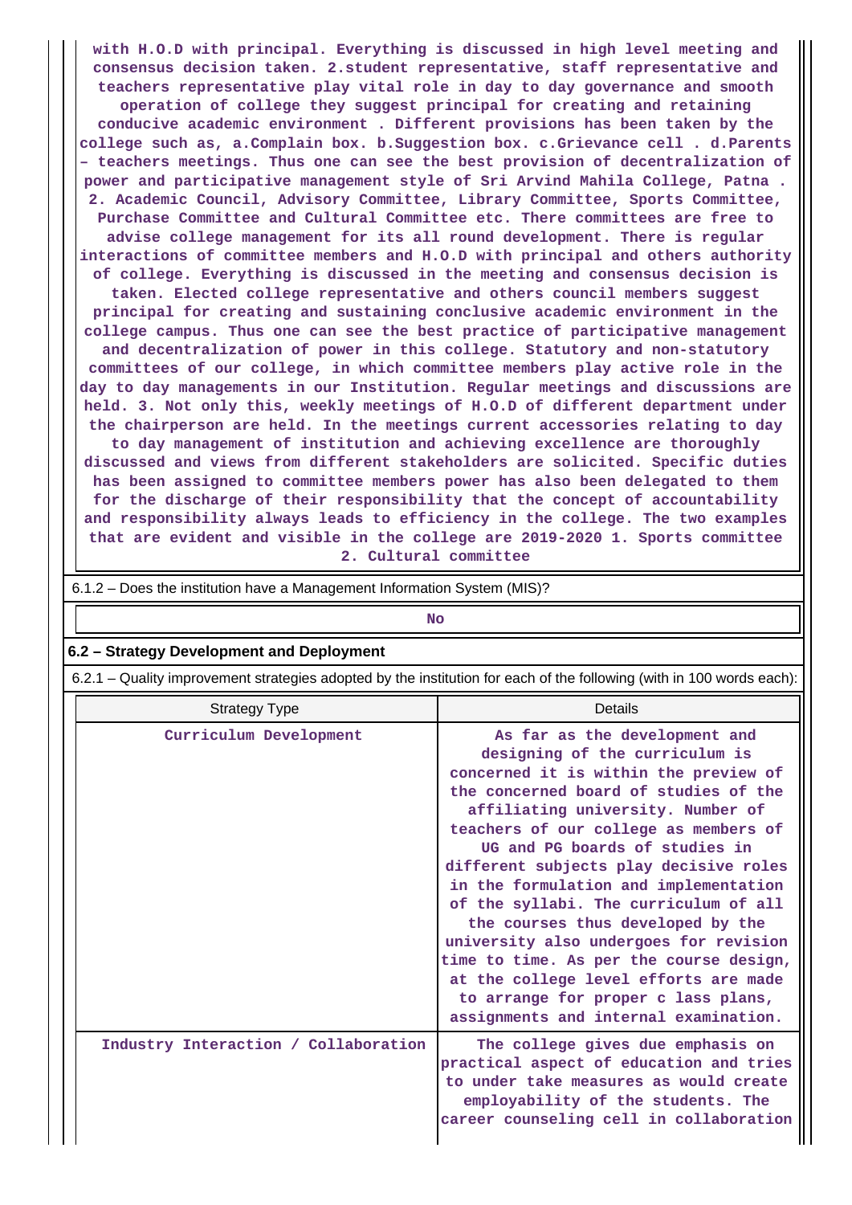with H.O.D with principal. Everything is discussed in high level meeting and consensus decision taken. 2.student representative, staff representative and teachers representative play vital role in day to day governance and smooth operation of college they suggest principal for creating and retaining conducive academic environment . Different provisions has been taken by the college such as, a.Complain box. b.Suggestion box. c.Grievance cell . d.Parents – teachers meetings. Thus one can see the best provision of decentralization of power and participative management style of Sri Arvind Mahila College, Patna . 2. Academic Council, Advisory Committee, Library Committee, Sports Committee, Purchase Committee and Cultural Committee etc. There committees are free to advise college management for its all round development. There is regular interactions of committee members and H.O.D with principal and others authority of college. Everything is discussed in the meeting and consensus decision is taken. Elected college representative and others council members suggest principal for creating and sustaining conclusive academic environment in the college campus. Thus one can see the best practice of participative management and decentralization of power in this college. Statutory and non-statutory committees of our college, in which committee members play active role in the day to day managements in our Institution. Regular meetings and discussions are held. 3. Not only this, weekly meetings of H.O.D of different department under the chairperson are held. In the meetings current accessories relating to day to day management of institution and achieving excellence are thoroughly discussed and views from different stakeholders are solicited. Specific duties has been assigned to committee members power has also been delegated to them for the discharge of their responsibility that the concept of accountability and responsibility always leads to efficiency in the college. The two examples that are evident and visible in the college are 2019-2020 1. Sports committee 2. Cultural committee

6.1.2 – Does the institution have a Management Information System (MIS)?

No

## 6.2 – Strategy Development and Deployment

6.2.1 – Quality improvement strategies adopted by the institution for each of the following (with in 100 words each):

| Strategy Type | Details |
|---|---|
| Curriculum Development | As far as the development and designing of the curriculum is concerned it is within the preview of the concerned board of studies of the affiliating university. Number of teachers of our college as members of UG and PG boards of studies in different subjects play decisive roles in the formulation and implementation of the syllabi. The curriculum of all the courses thus developed by the university also undergoes for revision time to time. As per the course design, at the college level efforts are made to arrange for proper c lass plans, assignments and internal examination. |
| Industry Interaction / Collaboration | The college gives due emphasis on practical aspect of education and tries to under take measures as would create employability of the students. The career counseling cell in collaboration |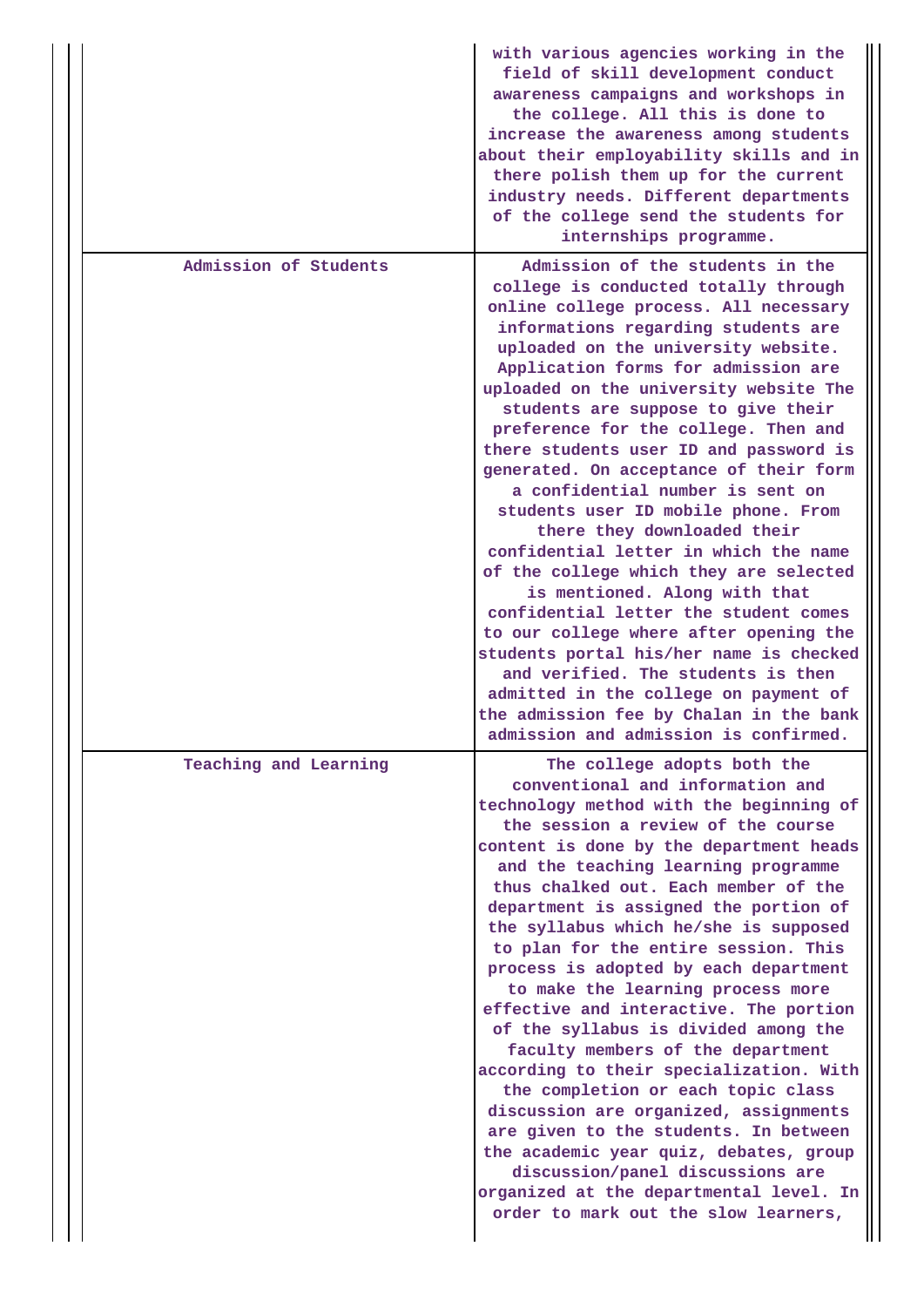| | |
|---|---|
| | with various agencies working in the field of skill development conduct awareness campaigns and workshops in the college. All this is done to increase the awareness among students about their employability skills and in there polish them up for the current industry needs. Different departments of the college send the students for internships programme. |
| Admission of Students | Admission of the students in the college is conducted totally through online college process. All necessary informations regarding students are uploaded on the university website. Application forms for admission are uploaded on the university website The students are suppose to give their preference for the college. Then and there students user ID and password is generated. On acceptance of their form a confidential number is sent on students user ID mobile phone. From there they downloaded their confidential letter in which the name of the college which they are selected is mentioned. Along with that confidential letter the student comes to our college where after opening the students portal his/her name is checked and verified. The students is then admitted in the college on payment of the admission fee by Chalan in the bank admission and admission is confirmed. |
| Teaching and Learning | The college adopts both the conventional and information and technology method with the beginning of the session a review of the course content is done by the department heads and the teaching learning programme thus chalked out. Each member of the department is assigned the portion of the syllabus which he/she is supposed to plan for the entire session. This process is adopted by each department to make the learning process more effective and interactive. The portion of the syllabus is divided among the faculty members of the department according to their specialization. With the completion or each topic class discussion are organized, assignments are given to the students. In between the academic year quiz, debates, group discussion/panel discussions are organized at the departmental level. In order to mark out the slow learners, |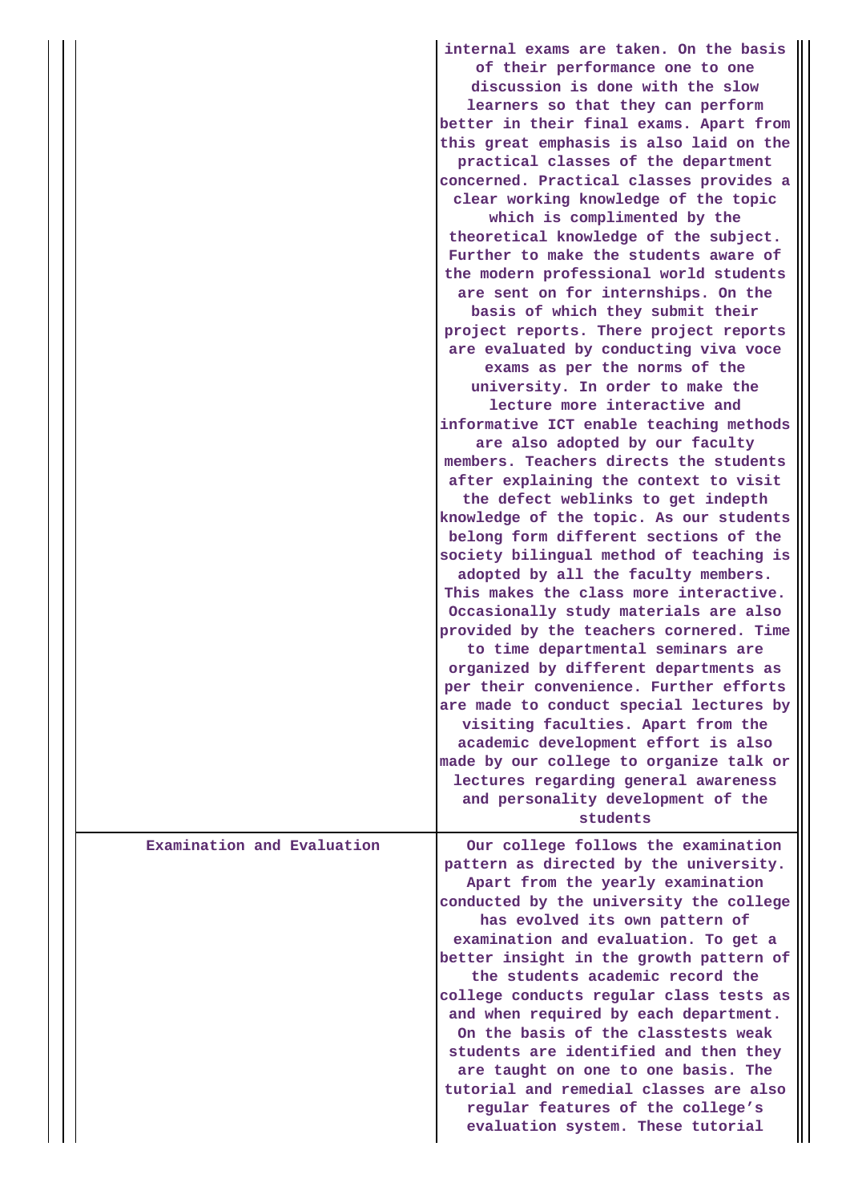| | |
|---|---|
| | internal exams are taken. On the basis of their performance one to one discussion is done with the slow learners so that they can perform better in their final exams. Apart from this great emphasis is also laid on the practical classes of the department concerned. Practical classes provides a clear working knowledge of the topic which is complimented by the theoretical knowledge of the subject. Further to make the students aware of the modern professional world students are sent on for internships. On the basis of which they submit their project reports. There project reports are evaluated by conducting viva voce exams as per the norms of the university. In order to make the lecture more interactive and informative ICT enable teaching methods are also adopted by our faculty members. Teachers directs the students after explaining the context to visit the defect weblinks to get indepth knowledge of the topic. As our students belong form different sections of the society bilingual method of teaching is adopted by all the faculty members. This makes the class more interactive. Occasionally study materials are also provided by the teachers cornered. Time to time departmental seminars are organized by different departments as per their convenience. Further efforts are made to conduct special lectures by visiting faculties. Apart from the academic development effort is also made by our college to organize talk or lectures regarding general awareness and personality development of the students |
| Examination and Evaluation | Our college follows the examination pattern as directed by the university. Apart from the yearly examination conducted by the university the college has evolved its own pattern of examination and evaluation. To get a better insight in the growth pattern of the students academic record the college conducts regular class tests as and when required by each department. On the basis of the classtests weak students are identified and then they are taught on one to one basis. The tutorial and remedial classes are also regular features of the college's evaluation system. These tutorial |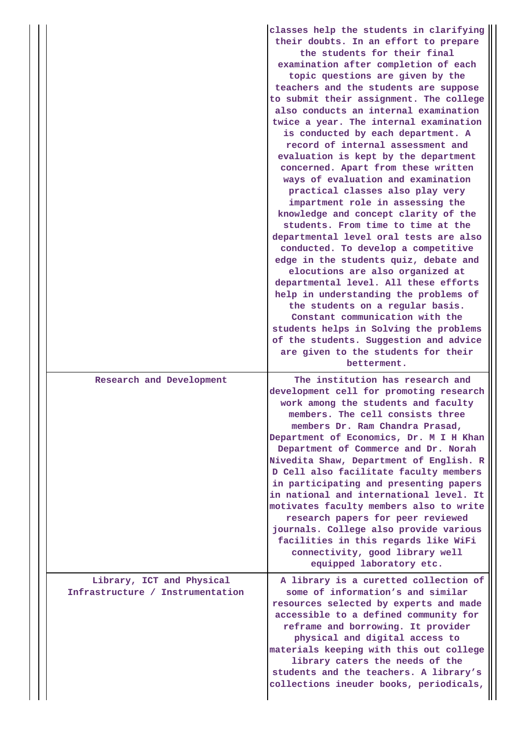| | |
|---|---|
| | classes help the students in clarifying their doubts. In an effort to prepare the students for their final examination after completion of each topic questions are given by the teachers and the students are suppose to submit their assignment. The college also conducts an internal examination twice a year. The internal examination is conducted by each department. A record of internal assessment and evaluation is kept by the department concerned. Apart from these written ways of evaluation and examination practical classes also play very impartment role in assessing the knowledge and concept clarity of the students. From time to time at the departmental level oral tests are also conducted. To develop a competitive edge in the students quiz, debate and elocutions are also organized at departmental level. All these efforts help in understanding the problems of the students on a regular basis. Constant communication with the students helps in Solving the problems of the students. Suggestion and advice are given to the students for their betterment. |
| Research and Development | The institution has research and development cell for promoting research work among the students and faculty members. The cell consists three members Dr. Ram Chandra Prasad, Department of Economics, Dr. M I H Khan Department of Commerce and Dr. Norah Nivedita Shaw, Department of English. R D Cell also facilitate faculty members in participating and presenting papers in national and international level. It motivates faculty members also to write research papers for peer reviewed journals. College also provide various facilities in this regards like WiFi connectivity, good library well equipped laboratory etc. |
| Library, ICT and Physical Infrastructure / Instrumentation | A library is a curetted collection of some of information's and similar resources selected by experts and made accessible to a defined community for reframe and borrowing. It provider physical and digital access to materials keeping with this out college library caters the needs of the students and the teachers. A library's collections ineuder books, periodicals, |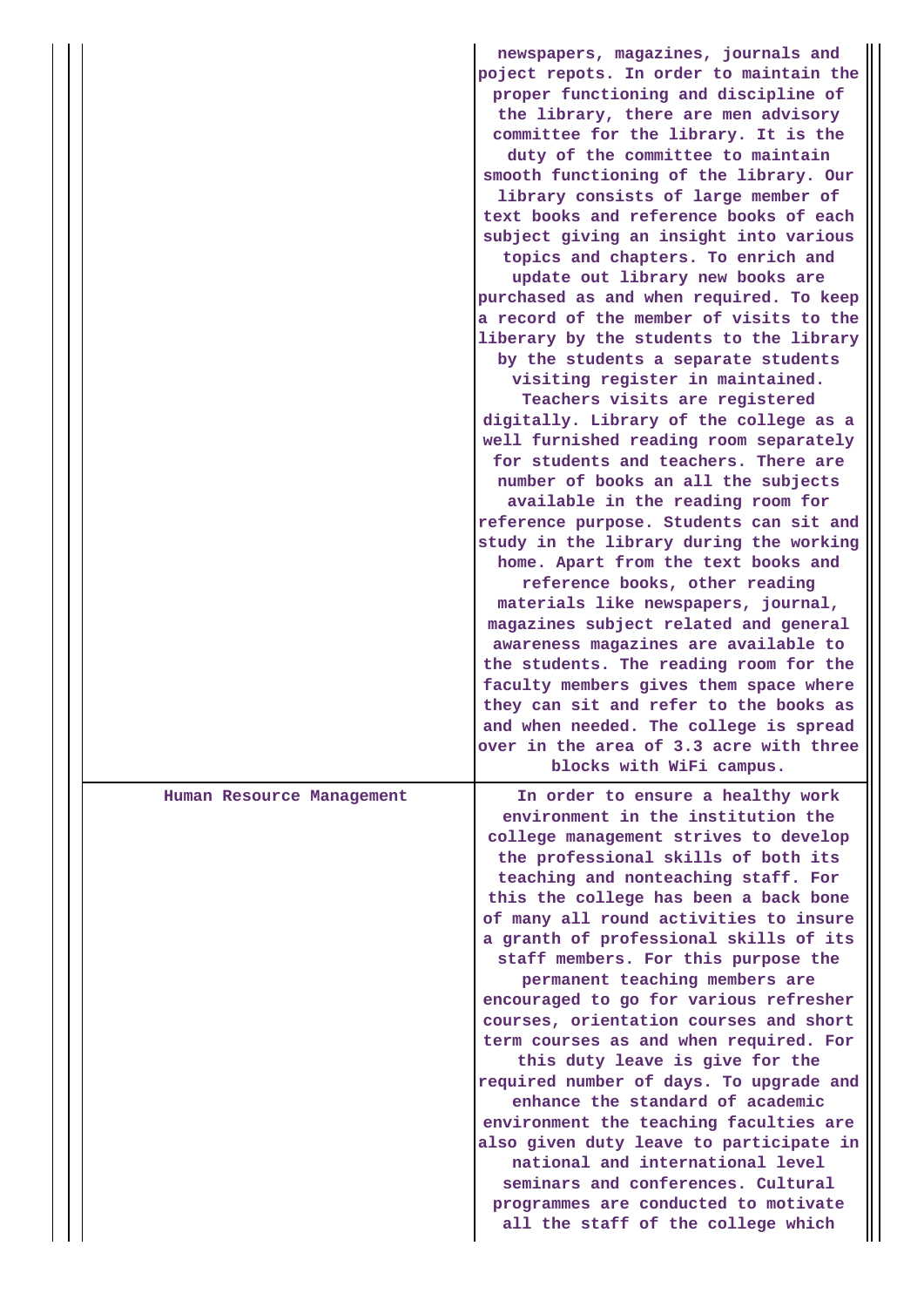| | |
|---|---|
| | newspapers, magazines, journals and poject repots. In order to maintain the proper functioning and discipline of the library, there are men advisory committee for the library. It is the duty of the committee to maintain smooth functioning of the library. Our library consists of large member of text books and reference books of each subject giving an insight into various topics and chapters. To enrich and update out library new books are purchased as and when required. To keep a record of the member of visits to the liberary by the students to the library by the students a separate students visiting register in maintained. Teachers visits are registered digitally. Library of the college as a well furnished reading room separately for students and teachers. There are number of books an all the subjects available in the reading room for reference purpose. Students can sit and study in the library during the working home. Apart from the text books and reference books, other reading materials like newspapers, journal, magazines subject related and general awareness magazines are available to the students. The reading room for the faculty members gives them space where they can sit and refer to the books as and when needed. The college is spread over in the area of 3.3 acre with three blocks with WiFi campus. |
| Human Resource Management | In order to ensure a healthy work environment in the institution the college management strives to develop the professional skills of both its teaching and nonteaching staff. For this the college has been a back bone of many all round activities to insure a granth of professional skills of its staff members. For this purpose the permanent teaching members are encouraged to go for various refresher courses, orientation courses and short term courses as and when required. For this duty leave is give for the required number of days. To upgrade and enhance the standard of academic environment the teaching faculties are also given duty leave to participate in national and international level seminars and conferences. Cultural programmes are conducted to motivate all the staff of the college which |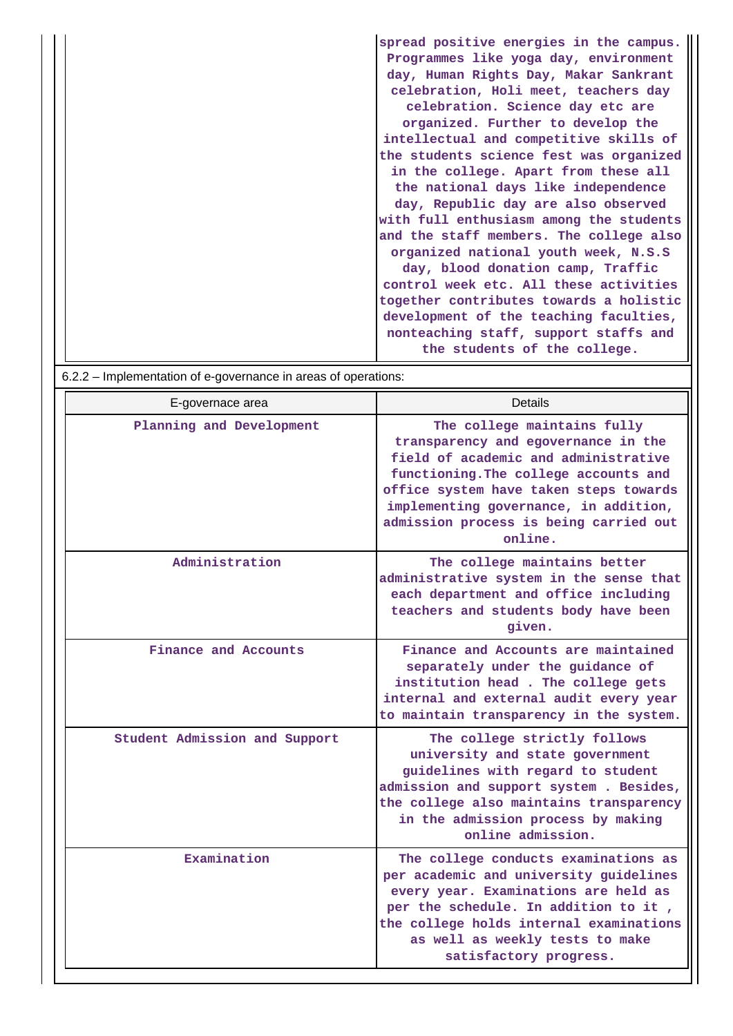| | |
|---|---|
| | spread positive energies in the campus. Programmes like yoga day, environment day, Human Rights Day, Makar Sankrant celebration, Holi meet, teachers day celebration. Science day etc are organized. Further to develop the intellectual and competitive skills of the students science fest was organized in the college. Apart from these all the national days like independence day, Republic day are also observed with full enthusiasm among the students and the staff members. The college also organized national youth week, N.S.S day, blood donation camp, Traffic control week etc. All these activities together contributes towards a holistic development of the teaching faculties, nonteaching staff, support staffs and the students of the college. |

6.2.2 – Implementation of e-governance in areas of operations:

| E-governace area | Details |
|---|---|
| Planning and Development | The college maintains fully transparency and egovernance in the field of academic and administrative functioning.The college accounts and office system have taken steps towards implementing governance, in addition, admission process is being carried out online. |
| Administration | The college maintains better administrative system in the sense that each department and office including teachers and students body have been given. |
| Finance and Accounts | Finance and Accounts are maintained separately under the guidance of institution head . The college gets internal and external audit every year to maintain transparency in the system. |
| Student Admission and Support | The college strictly follows university and state government guidelines with regard to student admission and support system . Besides, the college also maintains transparency in the admission process by making online admission. |
| Examination | The college conducts examinations as per academic and university guidelines every year. Examinations are held as per the schedule. In addition to it , the college holds internal examinations as well as weekly tests to make satisfactory progress. |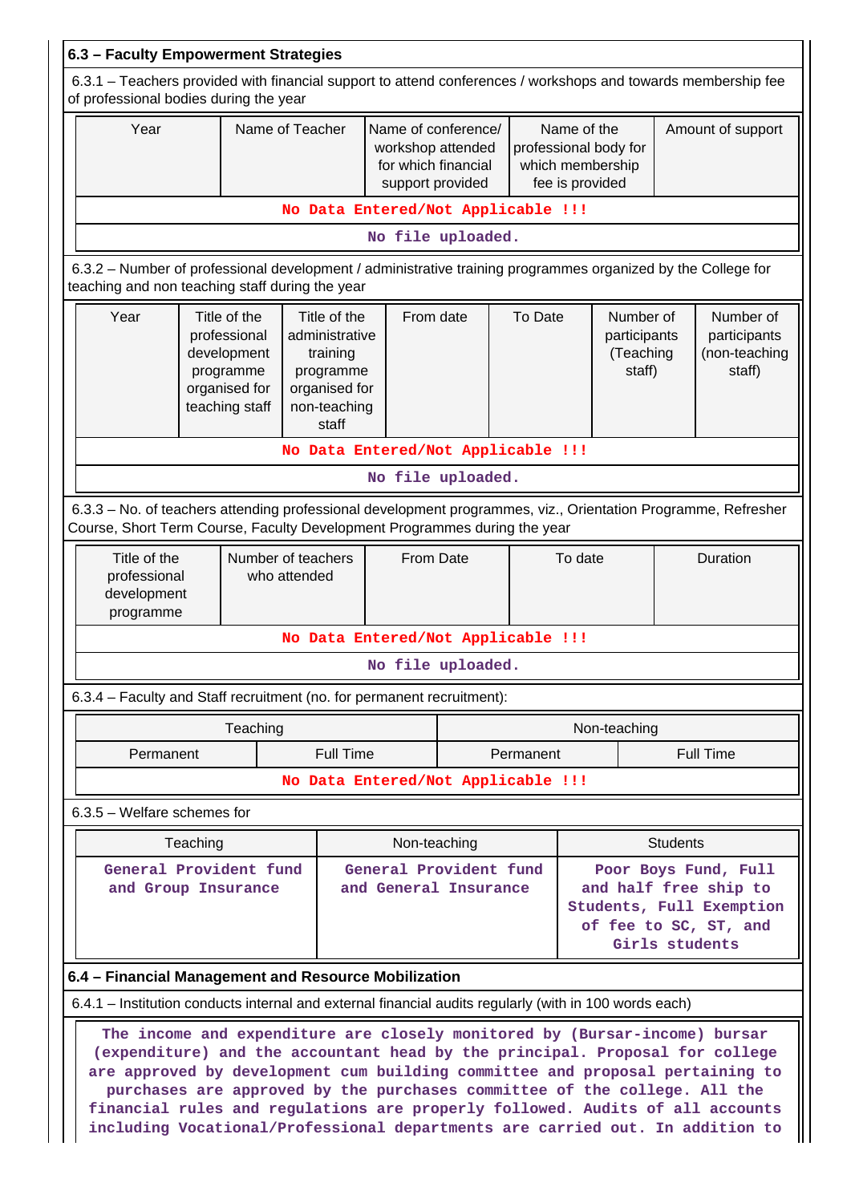## 6.3 – Faculty Empowerment Strategies

6.3.1 – Teachers provided with financial support to attend conferences / workshops and towards membership fee of professional bodies during the year

| Year | Name of Teacher | Name of conference/ workshop attended for which financial support provided | Name of the professional body for which membership fee is provided | Amount of support |
|---|---|---|---|---|
| No Data Entered/Not Applicable !!! | | | | |
| No file uploaded. | | | | |

6.3.2 – Number of professional development / administrative training programmes organized by the College for teaching and non teaching staff during the year

| Year | Title of the professional development programme organised for teaching staff | Title of the administrative training programme organised for non-teaching staff | From date | To Date | Number of participants (Teaching staff) | Number of participants (non-teaching staff) |
|---|---|---|---|---|---|---|
| No Data Entered/Not Applicable !!! | | | | | | |
| No file uploaded. | | | | | | |

6.3.3 – No. of teachers attending professional development programmes, viz., Orientation Programme, Refresher Course, Short Term Course, Faculty Development Programmes during the year

| Title of the professional development programme | Number of teachers who attended | From Date | To date | Duration |
|---|---|---|---|---|
| No Data Entered/Not Applicable !!! | | | | |
| No file uploaded. | | | | |

6.3.4 – Faculty and Staff recruitment (no. for permanent recruitment):

| Teaching | | Non-teaching | |
|---|---|---|---|
| Permanent | Full Time | Permanent | Full Time |
| No Data Entered/Not Applicable !!! | | | |

6.3.5 – Welfare schemes for

| Teaching | Non-teaching | Students |
|---|---|---|
| General Provident fund and Group Insurance | General Provident fund and General Insurance | Poor Boys Fund, Full and half free ship to Students, Full Exemption of fee to SC, ST, and Girls students |

## 6.4 – Financial Management and Resource Mobilization

6.4.1 – Institution conducts internal and external financial audits regularly (with in 100 words each)

The income and expenditure are closely monitored by (Bursar-income) bursar (expenditure) and the accountant head by the principal. Proposal for college are approved by development cum building committee and proposal pertaining to purchases are approved by the purchases committee of the college. All the financial rules and regulations are properly followed. Audits of all accounts including Vocational/Professional departments are carried out. In addition to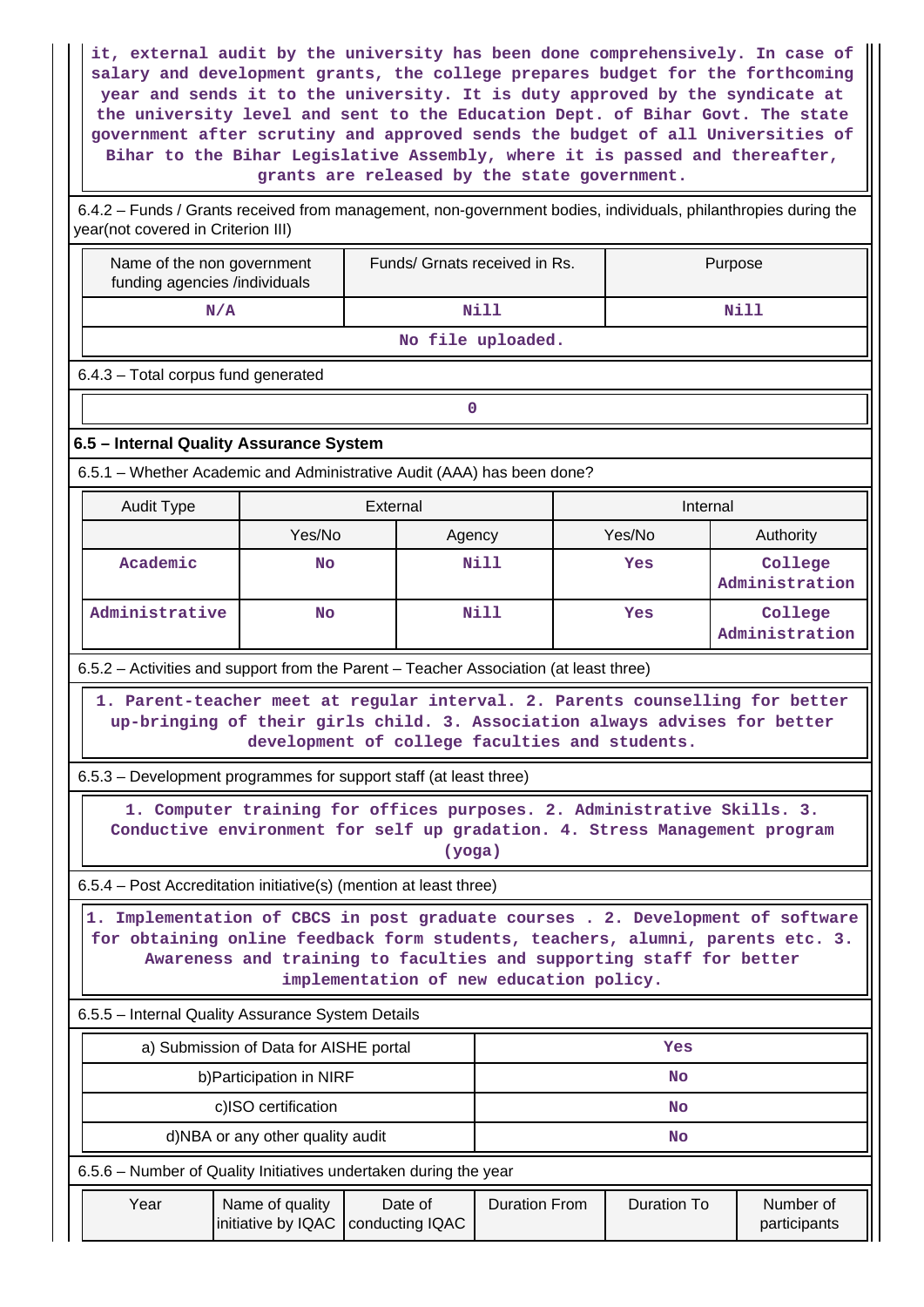it, external audit by the university has been done comprehensively. In case of salary and development grants, the college prepares budget for the forthcoming year and sends it to the university. It is duty approved by the syndicate at the university level and sent to the Education Dept. of Bihar Govt. The state government after scrutiny and approved sends the budget of all Universities of Bihar to the Bihar Legislative Assembly, where it is passed and thereafter, grants are released by the state government.

6.4.2 – Funds / Grants received from management, non-government bodies, individuals, philanthropies during the year(not covered in Criterion III)

| Name of the non government funding agencies /individuals | Funds/ Grnats received in Rs. | Purpose |
|---|---|---|
| N/A | Nill | Nill |

No file uploaded.

6.4.3 – Total corpus fund generated

| 0 |
|---|

### 6.5 – Internal Quality Assurance System

6.5.1 – Whether Academic and Administrative Audit (AAA) has been done?

| Audit Type | External | | Internal | |
|---|---|---|---|---|
| | Yes/No | Agency | Yes/No | Authority |
| Academic | No | Nill | Yes | College Administration |
| Administrative | No | Nill | Yes | College Administration |

6.5.2 – Activities and support from the Parent – Teacher Association (at least three)

1. Parent-teacher meet at regular interval. 2. Parents counselling for better up-bringing of their girls child. 3. Association always advises for better development of college faculties and students.

6.5.3 – Development programmes for support staff (at least three)

1. Computer training for offices purposes. 2. Administrative Skills. 3. Conductive environment for self up gradation. 4. Stress Management program (yoga)

6.5.4 – Post Accreditation initiative(s) (mention at least three)

1. Implementation of CBCS in post graduate courses . 2. Development of software for obtaining online feedback form students, teachers, alumni, parents etc. 3. Awareness and training to faculties and supporting staff for better implementation of new education policy.

6.5.5 – Internal Quality Assurance System Details

| a) Submission of Data for AISHE portal | Yes |
|---|---|
| b)Participation in NIRF | No |
| c)ISO certification | No |
| d)NBA or any other quality audit | No |

6.5.6 – Number of Quality Initiatives undertaken during the year

| Year | Name of quality initiative by IQAC | Date of conducting IQAC | Duration From | Duration To | Number of participants |
|---|---|---|---|---|---|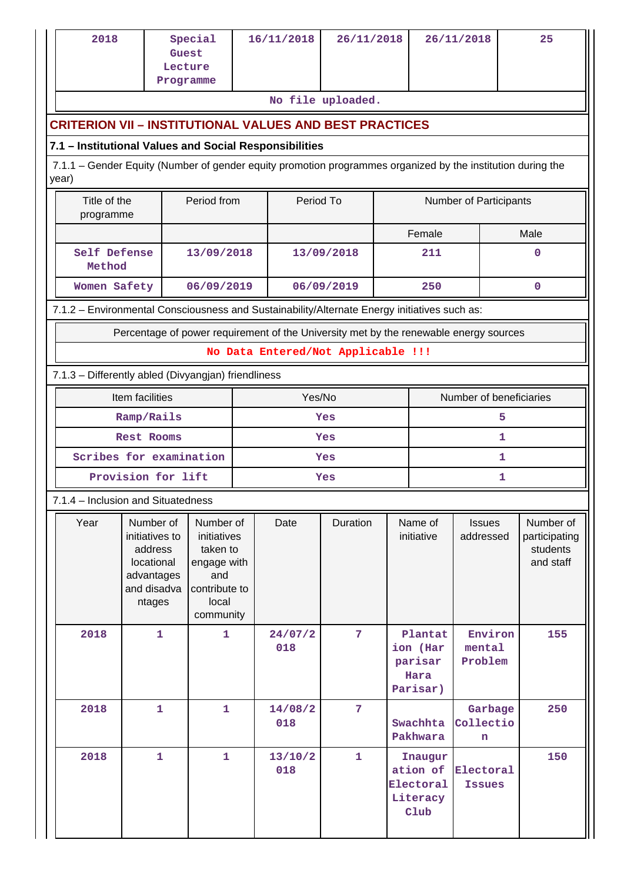| 2018 | Special Guest Lecture Programme | 16/11/2018 | 26/11/2018 | 26/11/2018 | 25 |
|---|---|---|---|---|---|
| No file uploaded. | | | | | |

## CRITERION VII – INSTITUTIONAL VALUES AND BEST PRACTICES

### 7.1 – Institutional Values and Social Responsibilities

7.1.1 – Gender Equity (Number of gender equity promotion programmes organized by the institution during the year)

| Title of the programme | Period from | Period To | Number of Participants | |
|---|---|---|---|---|
| | | | Female | Male |
| Self Defense Method | 13/09/2018 | 13/09/2018 | 211 | 0 |
| Women Safety | 06/09/2019 | 06/09/2019 | 250 | 0 |

7.1.2 – Environmental Consciousness and Sustainability/Alternate Energy initiatives such as:

| Percentage of power requirement of the University met by the renewable energy sources |
|---|
| No Data Entered/Not Applicable !!! |

7.1.3 – Differently abled (Divyangjan) friendliness

| Item facilities | Yes/No | Number of beneficiaries |
|---|---|---|
| Ramp/Rails | Yes | 5 |
| Rest Rooms | Yes | 1 |
| Scribes for examination | Yes | 1 |
| Provision for lift | Yes | 1 |

7.1.4 – Inclusion and Situatedness

| Year | Number of initiatives to address locational advantages and disadvantages | Number of initiatives taken to engage with and contribute to local community | Date | Duration | Name of initiative | Issues addressed | Number of participating students and staff |
|---|---|---|---|---|---|---|---|
| 2018 | 1 | 1 | 24/07/2018 | 7 | Plantation (Har parisar Hara Parisar) | Environmental Problem | 155 |
| 2018 | 1 | 1 | 14/08/2018 | 7 | Swachhta Pakhwara | Garbage Collection | 250 |
| 2018 | 1 | 1 | 13/10/2018 | 1 | Inauguration of Electoral Literacy Club | Electoral Issues | 150 |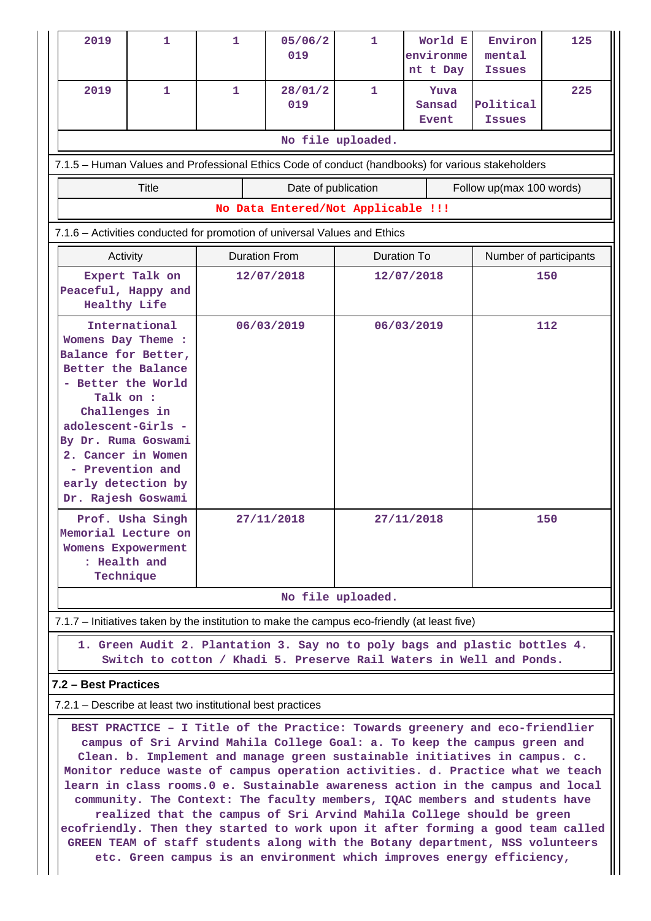| 2019 | 1 | 1 | 05/06/2019 | 1 | World Environment Day | Environmental Issues | 125 |
|---|---|---|---|---|---|---|---|
| 2019 | 1 | 1 | 28/01/2019 | 1 | Yuva Sansad Event | Political Issues | 225 |

No file uploaded.

7.1.5 – Human Values and Professional Ethics Code of conduct (handbooks) for various stakeholders

| Title | Date of publication | Follow up(max 100 words) |
|---|---|---|
| No Data Entered/Not Applicable !!! | | |

7.1.6 – Activities conducted for promotion of universal Values and Ethics

| Activity | Duration From | Duration To | Number of participants |
|---|---|---|---|
| Expert Talk on Peaceful, Happy and Healthy Life | 12/07/2018 | 12/07/2018 | 150 |
| International Womens Day Theme : Balance for Better, Better the Balance - Better the World Talk on : Challenges in adolescent-Girls - By Dr. Ruma Goswami 2. Cancer in Women - Prevention and early detection by Dr. Rajesh Goswami | 06/03/2019 | 06/03/2019 | 112 |
| Prof. Usha Singh Memorial Lecture on Womens Expowerment : Health and Technique | 27/11/2018 | 27/11/2018 | 150 |

No file uploaded.

7.1.7 – Initiatives taken by the institution to make the campus eco-friendly (at least five)

1. Green Audit 2. Plantation 3. Say no to poly bags and plastic bottles 4. Switch to cotton / Khadi 5. Preserve Rail Waters in Well and Ponds.

**7.2 – Best Practices**

7.2.1 – Describe at least two institutional best practices

BEST PRACTICE – I Title of the Practice: Towards greenery and eco-friendlier campus of Sri Arvind Mahila College Goal: a. To keep the campus green and Clean. b. Implement and manage green sustainable initiatives in campus. c. Monitor reduce waste of campus operation activities. d. Practice what we teach learn in class rooms.0 e. Sustainable awareness action in the campus and local community. The Context: The faculty members, IQAC members and students have realized that the campus of Sri Arvind Mahila College should be green ecofriendly. Then they started to work upon it after forming a good team called GREEN TEAM of staff students along with the Botany department, NSS volunteers etc. Green campus is an environment which improves energy efficiency,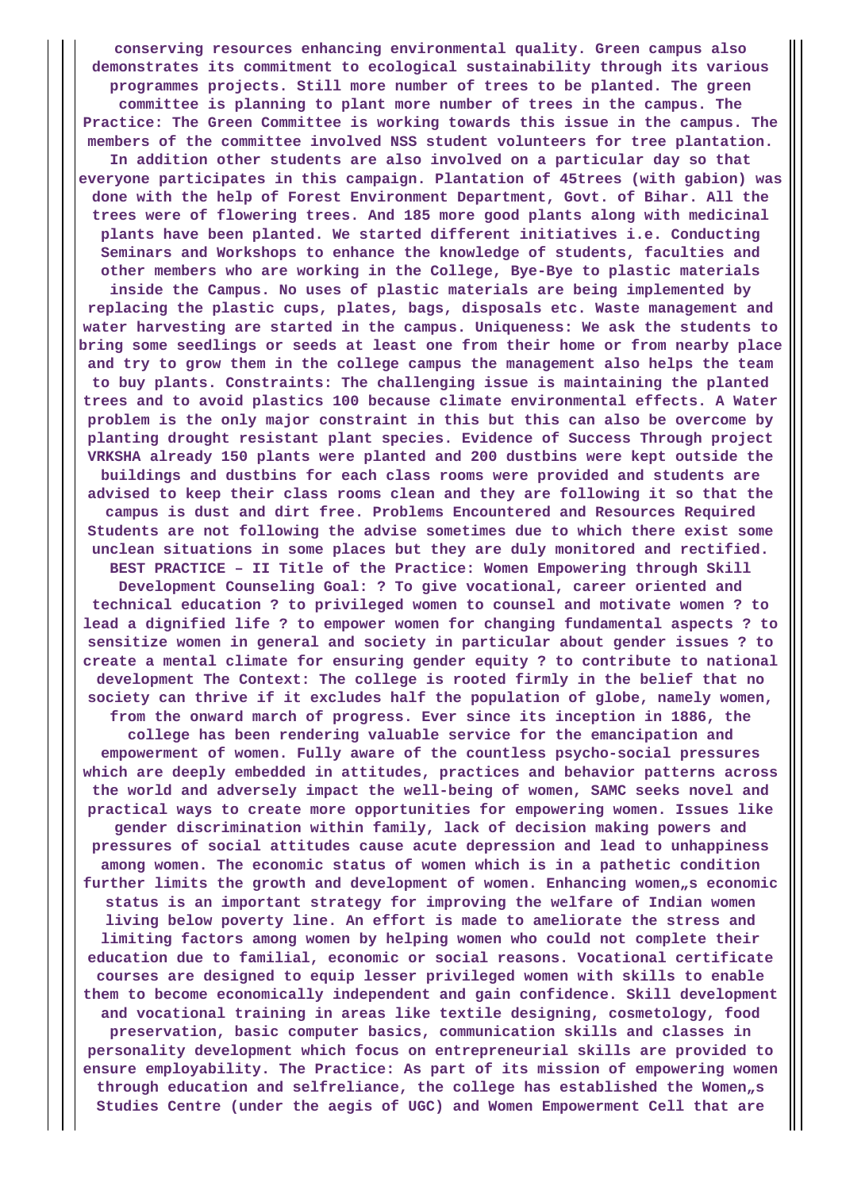**conserving resources enhancing environmental quality. Green campus also demonstrates its commitment to ecological sustainability through its various programmes projects. Still more number of trees to be planted. The green committee is planning to plant more number of trees in the campus. The Practice: The Green Committee is working towards this issue in the campus. The members of the committee involved NSS student volunteers for tree plantation. In addition other students are also involved on a particular day so that everyone participates in this campaign. Plantation of 45trees (with gabion) was done with the help of Forest Environment Department, Govt. of Bihar. All the trees were of flowering trees. And 185 more good plants along with medicinal plants have been planted. We started different initiatives i.e. Conducting Seminars and Workshops to enhance the knowledge of students, faculties and other members who are working in the College, Bye-Bye to plastic materials inside the Campus. No uses of plastic materials are being implemented by replacing the plastic cups, plates, bags, disposals etc. Waste management and water harvesting are started in the campus. Uniqueness: We ask the students to bring some seedlings or seeds at least one from their home or from nearby place and try to grow them in the college campus the management also helps the team to buy plants. Constraints: The challenging issue is maintaining the planted trees and to avoid plastics 100 because climate environmental effects. A Water problem is the only major constraint in this but this can also be overcome by planting drought resistant plant species. Evidence of Success Through project VRKSHA already 150 plants were planted and 200 dustbins were kept outside the buildings and dustbins for each class rooms were provided and students are advised to keep their class rooms clean and they are following it so that the campus is dust and dirt free. Problems Encountered and Resources Required Students are not following the advise sometimes due to which there exist some unclean situations in some places but they are duly monitored and rectified. BEST PRACTICE – II Title of the Practice: Women Empowering through Skill Development Counseling Goal: ? To give vocational, career oriented and technical education ? to privileged women to counsel and motivate women ? to lead a dignified life ? to empower women for changing fundamental aspects ? to sensitize women in general and society in particular about gender issues ? to create a mental climate for ensuring gender equity ? to contribute to national development The Context: The college is rooted firmly in the belief that no society can thrive if it excludes half the population of globe, namely women, from the onward march of progress. Ever since its inception in 1886, the college has been rendering valuable service for the emancipation and empowerment of women. Fully aware of the countless psycho-social pressures which are deeply embedded in attitudes, practices and behavior patterns across the world and adversely impact the well-being of women, SAMC seeks novel and practical ways to create more opportunities for empowering women. Issues like gender discrimination within family, lack of decision making powers and pressures of social attitudes cause acute depression and lead to unhappiness among women. The economic status of women which is in a pathetic condition further limits the growth and development of women. Enhancing women„s economic status is an important strategy for improving the welfare of Indian women living below poverty line. An effort is made to ameliorate the stress and limiting factors among women by helping women who could not complete their education due to familial, economic or social reasons. Vocational certificate courses are designed to equip lesser privileged women with skills to enable them to become economically independent and gain confidence. Skill development and vocational training in areas like textile designing, cosmetology, food preservation, basic computer basics, communication skills and classes in personality development which focus on entrepreneurial skills are provided to ensure employability. The Practice: As part of its mission of empowering women through education and selfreliance, the college has established the Women„s Studies Centre (under the aegis of UGC) and Women Empowerment Cell that are**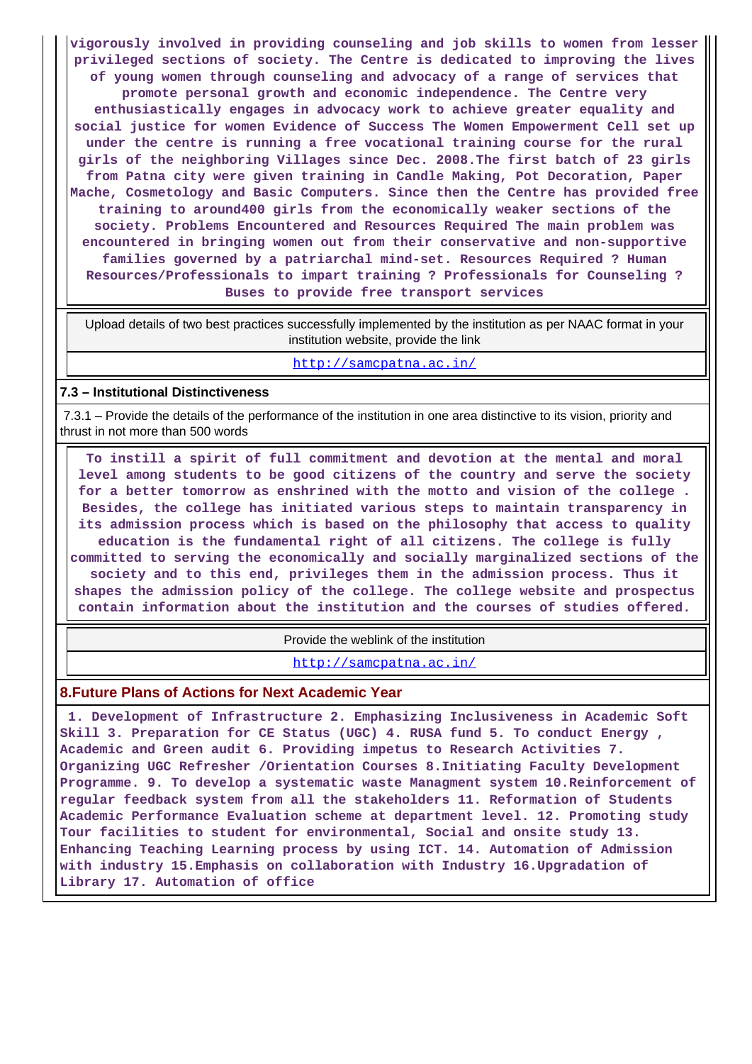vigorously involved in providing counseling and job skills to women from lesser privileged sections of society. The Centre is dedicated to improving the lives of young women through counseling and advocacy of a range of services that promote personal growth and economic independence. The Centre very enthusiastically engages in advocacy work to achieve greater equality and social justice for women Evidence of Success The Women Empowerment Cell set up under the centre is running a free vocational training course for the rural girls of the neighboring Villages since Dec. 2008.The first batch of 23 girls from Patna city were given training in Candle Making, Pot Decoration, Paper Mache, Cosmetology and Basic Computers. Since then the Centre has provided free training to around400 girls from the economically weaker sections of the society. Problems Encountered and Resources Required The main problem was encountered in bringing women out from their conservative and non-supportive families governed by a patriarchal mind-set. Resources Required ? Human Resources/Professionals to impart training ? Professionals for Counseling ? Buses to provide free transport services

| Upload details of two best practices successfully implemented by the institution as per NAAC format in your institution website, provide the link |
|---|
| http://samcpatna.ac.in/ |

### 7.3 – Institutional Distinctiveness

7.3.1 – Provide the details of the performance of the institution in one area distinctive to its vision, priority and thrust in not more than 500 words

To instill a spirit of full commitment and devotion at the mental and moral level among students to be good citizens of the country and serve the society for a better tomorrow as enshrined with the motto and vision of the college . Besides, the college has initiated various steps to maintain transparency in its admission process which is based on the philosophy that access to quality education is the fundamental right of all citizens. The college is fully committed to serving the economically and socially marginalized sections of the society and to this end, privileges them in the admission process. Thus it shapes the admission policy of the college. The college website and prospectus contain information about the institution and the courses of studies offered.

| Provide the weblink of the institution |
|---|
| http://samcpatna.ac.in/ |

## 8.Future Plans of Actions for Next Academic Year

1. Development of Infrastructure 2. Emphasizing Inclusiveness in Academic Soft Skill 3. Preparation for CE Status (UGC) 4. RUSA fund 5. To conduct Energy , Academic and Green audit 6. Providing impetus to Research Activities 7. Organizing UGC Refresher /Orientation Courses 8.Initiating Faculty Development Programme. 9. To develop a systematic waste Managment system 10.Reinforcement of regular feedback system from all the stakeholders 11. Reformation of Students Academic Performance Evaluation scheme at department level. 12. Promoting study Tour facilities to student for environmental, Social and onsite study 13. Enhancing Teaching Learning process by using ICT. 14. Automation of Admission with industry 15.Emphasis on collaboration with Industry 16.Upgradation of Library 17. Automation of office